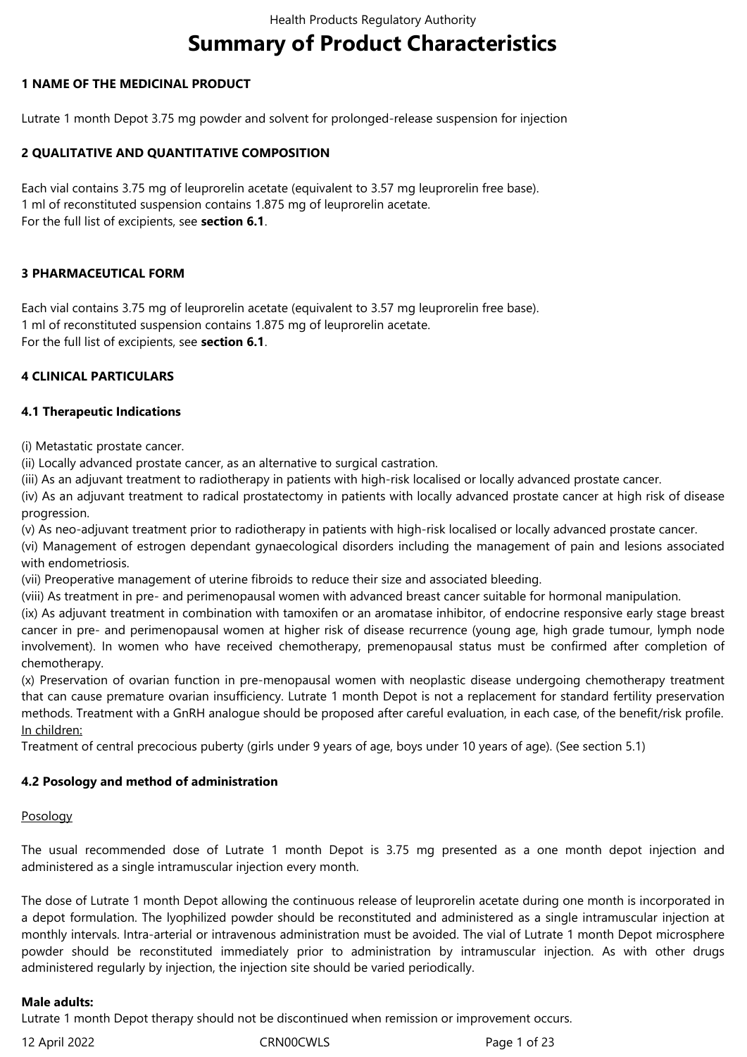# Summary of Product Characteristics

## 1 NAME OF THE MEDICINAL PRODUCT

Lutrate 1 month Depot 3.75 mg powder and solvent for prolonged-release suspension for injection

## 2 QUALITATIVE AND QUANTITATIVE COMPOSITION

Each vial contains 3.75 mg of leuprorelin acetate (equivalent to 3.57 mg leuprorelin free base).
1 ml of reconstituted suspension contains 1.875 mg of leuprorelin acetate.
For the full list of excipients, see **section 6.1**.

## 3 PHARMACEUTICAL FORM

Each vial contains 3.75 mg of leuprorelin acetate (equivalent to 3.57 mg leuprorelin free base).
1 ml of reconstituted suspension contains 1.875 mg of leuprorelin acetate.
For the full list of excipients, see **section 6.1**.

## 4 CLINICAL PARTICULARS

### 4.1 Therapeutic Indications

(i) Metastatic prostate cancer.
(ii) Locally advanced prostate cancer, as an alternative to surgical castration.
(iii) As an adjuvant treatment to radiotherapy in patients with high-risk localised or locally advanced prostate cancer.
(iv) As an adjuvant treatment to radical prostatectomy in patients with locally advanced prostate cancer at high risk of disease progression.
(v) As neo-adjuvant treatment prior to radiotherapy in patients with high-risk localised or locally advanced prostate cancer.
(vi) Management of estrogen dependant gynaecological disorders including the management of pain and lesions associated with endometriosis.
(vii) Preoperative management of uterine fibroids to reduce their size and associated bleeding.
(viii) As treatment in pre- and perimenopausal women with advanced breast cancer suitable for hormonal manipulation.
(ix) As adjuvant treatment in combination with tamoxifen or an aromatase inhibitor, of endocrine responsive early stage breast cancer in pre- and perimenopausal women at higher risk of disease recurrence (young age, high grade tumour, lymph node involvement). In women who have received chemotherapy, premenopausal status must be confirmed after completion of chemotherapy.
(x) Preservation of ovarian function in pre-menopausal women with neoplastic disease undergoing chemotherapy treatment that can cause premature ovarian insufficiency. Lutrate 1 month Depot is not a replacement for standard fertility preservation methods. Treatment with a GnRH analogue should be proposed after careful evaluation, in each case, of the benefit/risk profile.

<u>In children:</u>
Treatment of central precocious puberty (girls under 9 years of age, boys under 10 years of age). (See section 5.1)

### 4.2 Posology and method of administration

<u>Posology</u>

The usual recommended dose of Lutrate 1 month Depot is 3.75 mg presented as a one month depot injection and administered as a single intramuscular injection every month.

The dose of Lutrate 1 month Depot allowing the continuous release of leuprorelin acetate during one month is incorporated in a depot formulation. The lyophilized powder should be reconstituted and administered as a single intramuscular injection at monthly intervals. Intra-arterial or intravenous administration must be avoided. The vial of Lutrate 1 month Depot microsphere powder should be reconstituted immediately prior to administration by intramuscular injection. As with other drugs administered regularly by injection, the injection site should be varied periodically.

**Male adults:**
Lutrate 1 month Depot therapy should not be discontinued when remission or improvement occurs.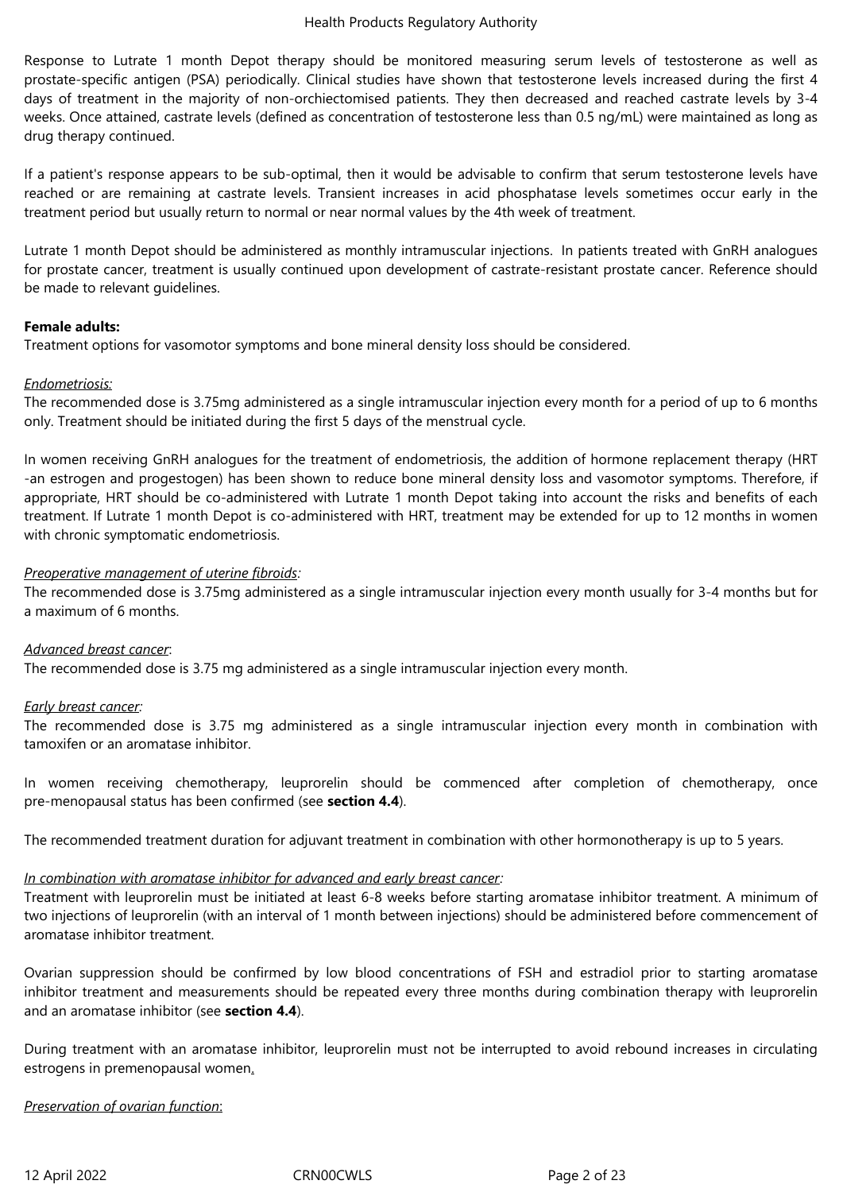Response to Lutrate 1 month Depot therapy should be monitored measuring serum levels of testosterone as well as prostate-specific antigen (PSA) periodically. Clinical studies have shown that testosterone levels increased during the first 4 days of treatment in the majority of non-orchiectomised patients. They then decreased and reached castrate levels by 3-4 weeks. Once attained, castrate levels (defined as concentration of testosterone less than 0.5 ng/mL) were maintained as long as drug therapy continued.

If a patient's response appears to be sub-optimal, then it would be advisable to confirm that serum testosterone levels have reached or are remaining at castrate levels. Transient increases in acid phosphatase levels sometimes occur early in the treatment period but usually return to normal or near normal values by the 4th week of treatment.

Lutrate 1 month Depot should be administered as monthly intramuscular injections. In patients treated with GnRH analogues for prostate cancer, treatment is usually continued upon development of castrate-resistant prostate cancer. Reference should be made to relevant guidelines.

**Female adults:**
Treatment options for vasomotor symptoms and bone mineral density loss should be considered.

*Endometriosis:*
The recommended dose is 3.75mg administered as a single intramuscular injection every month for a period of up to 6 months only. Treatment should be initiated during the first 5 days of the menstrual cycle.

In women receiving GnRH analogues for the treatment of endometriosis, the addition of hormone replacement therapy (HRT -an estrogen and progestogen) has been shown to reduce bone mineral density loss and vasomotor symptoms. Therefore, if appropriate, HRT should be co-administered with Lutrate 1 month Depot taking into account the risks and benefits of each treatment. If Lutrate 1 month Depot is co-administered with HRT, treatment may be extended for up to 12 months in women with chronic symptomatic endometriosis.

*Preoperative management of uterine fibroids:*
The recommended dose is 3.75mg administered as a single intramuscular injection every month usually for 3-4 months but for a maximum of 6 months.

*Advanced breast cancer*:
The recommended dose is 3.75 mg administered as a single intramuscular injection every month.

*Early breast cancer:*
The recommended dose is 3.75 mg administered as a single intramuscular injection every month in combination with tamoxifen or an aromatase inhibitor.

In women receiving chemotherapy, leuprorelin should be commenced after completion of chemotherapy, once pre-menopausal status has been confirmed (see **section 4.4**).

The recommended treatment duration for adjuvant treatment in combination with other hormonotherapy is up to 5 years.

*In combination with aromatase inhibitor for advanced and early breast cancer:*
Treatment with leuprorelin must be initiated at least 6-8 weeks before starting aromatase inhibitor treatment. A minimum of two injections of leuprorelin (with an interval of 1 month between injections) should be administered before commencement of aromatase inhibitor treatment.

Ovarian suppression should be confirmed by low blood concentrations of FSH and estradiol prior to starting aromatase inhibitor treatment and measurements should be repeated every three months during combination therapy with leuprorelin and an aromatase inhibitor (see **section 4.4**).

During treatment with an aromatase inhibitor, leuprorelin must not be interrupted to avoid rebound increases in circulating estrogens in premenopausal women.

*Preservation of ovarian function*: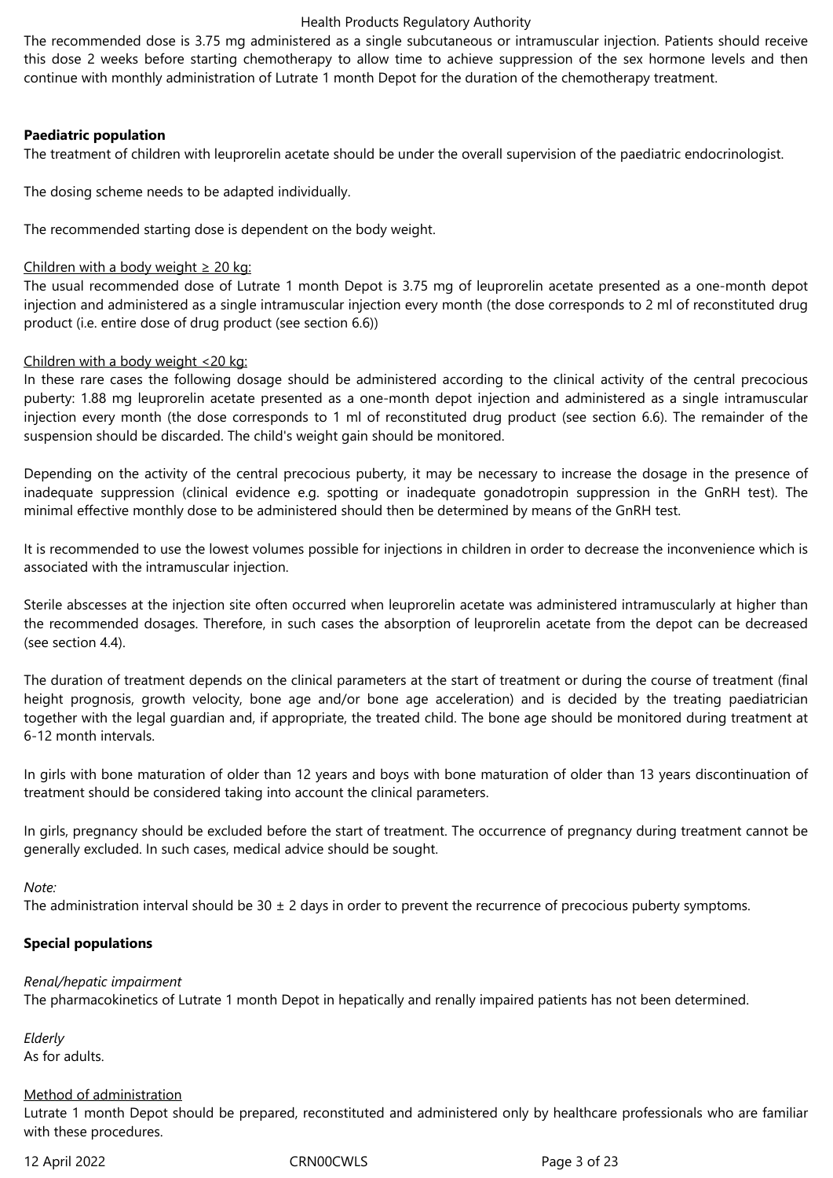The recommended dose is 3.75 mg administered as a single subcutaneous or intramuscular injection. Patients should receive this dose 2 weeks before starting chemotherapy to allow time to achieve suppression of the sex hormone levels and then continue with monthly administration of Lutrate 1 month Depot for the duration of the chemotherapy treatment.

**Paediatric population**

The treatment of children with leuprorelin acetate should be under the overall supervision of the paediatric endocrinologist.

The dosing scheme needs to be adapted individually.

The recommended starting dose is dependent on the body weight.

Children with a body weight ≥ 20 kg:

The usual recommended dose of Lutrate 1 month Depot is 3.75 mg of leuprorelin acetate presented as a one-month depot injection and administered as a single intramuscular injection every month (the dose corresponds to 2 ml of reconstituted drug product (i.e. entire dose of drug product (see section 6.6))

Children with a body weight <20 kg:

In these rare cases the following dosage should be administered according to the clinical activity of the central precocious puberty: 1.88 mg leuprorelin acetate presented as a one-month depot injection and administered as a single intramuscular injection every month (the dose corresponds to 1 ml of reconstituted drug product (see section 6.6). The remainder of the suspension should be discarded. The child's weight gain should be monitored.

Depending on the activity of the central precocious puberty, it may be necessary to increase the dosage in the presence of inadequate suppression (clinical evidence e.g. spotting or inadequate gonadotropin suppression in the GnRH test). The minimal effective monthly dose to be administered should then be determined by means of the GnRH test.

It is recommended to use the lowest volumes possible for injections in children in order to decrease the inconvenience which is associated with the intramuscular injection.

Sterile abscesses at the injection site often occurred when leuprorelin acetate was administered intramuscularly at higher than the recommended dosages. Therefore, in such cases the absorption of leuprorelin acetate from the depot can be decreased (see section 4.4).

The duration of treatment depends on the clinical parameters at the start of treatment or during the course of treatment (final height prognosis, growth velocity, bone age and/or bone age acceleration) and is decided by the treating paediatrician together with the legal guardian and, if appropriate, the treated child. The bone age should be monitored during treatment at 6-12 month intervals.

In girls with bone maturation of older than 12 years and boys with bone maturation of older than 13 years discontinuation of treatment should be considered taking into account the clinical parameters.

In girls, pregnancy should be excluded before the start of treatment. The occurrence of pregnancy during treatment cannot be generally excluded. In such cases, medical advice should be sought.

*Note:*

The administration interval should be 30 ± 2 days in order to prevent the recurrence of precocious puberty symptoms.

**Special populations**

*Renal/hepatic impairment*

The pharmacokinetics of Lutrate 1 month Depot in hepatically and renally impaired patients has not been determined.

*Elderly*

As for adults.

Method of administration

Lutrate 1 month Depot should be prepared, reconstituted and administered only by healthcare professionals who are familiar with these procedures.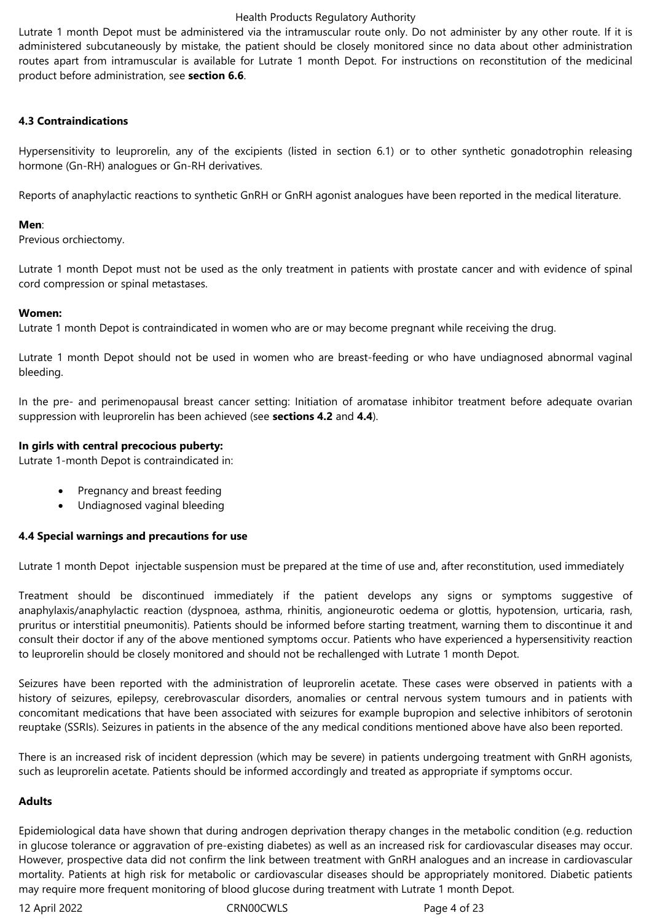Lutrate 1 month Depot must be administered via the intramuscular route only. Do not administer by any other route. If it is administered subcutaneously by mistake, the patient should be closely monitored since no data about other administration routes apart from intramuscular is available for Lutrate 1 month Depot. For instructions on reconstitution of the medicinal product before administration, see **section 6.6**.

**4.3 Contraindications**

Hypersensitivity to leuprorelin, any of the excipients (listed in section 6.1) or to other synthetic gonadotrophin releasing hormone (Gn-RH) analogues or Gn-RH derivatives.

Reports of anaphylactic reactions to synthetic GnRH or GnRH agonist analogues have been reported in the medical literature.

**Men**:
Previous orchiectomy.

Lutrate 1 month Depot must not be used as the only treatment in patients with prostate cancer and with evidence of spinal cord compression or spinal metastases.

**Women:**
Lutrate 1 month Depot is contraindicated in women who are or may become pregnant while receiving the drug.

Lutrate 1 month Depot should not be used in women who are breast-feeding or who have undiagnosed abnormal vaginal bleeding.

In the pre- and perimenopausal breast cancer setting: Initiation of aromatase inhibitor treatment before adequate ovarian suppression with leuprorelin has been achieved (see **sections 4.2** and **4.4**).

**In girls with central precocious puberty:**
Lutrate 1-month Depot is contraindicated in:

- Pregnancy and breast feeding
- Undiagnosed vaginal bleeding

**4.4 Special warnings and precautions for use**

Lutrate 1 month Depot injectable suspension must be prepared at the time of use and, after reconstitution, used immediately

Treatment should be discontinued immediately if the patient develops any signs or symptoms suggestive of anaphylaxis/anaphylactic reaction (dyspnoea, asthma, rhinitis, angioneurotic oedema or glottis, hypotension, urticaria, rash, pruritus or interstitial pneumonitis). Patients should be informed before starting treatment, warning them to discontinue it and consult their doctor if any of the above mentioned symptoms occur. Patients who have experienced a hypersensitivity reaction to leuprorelin should be closely monitored and should not be rechallenged with Lutrate 1 month Depot.

Seizures have been reported with the administration of leuprorelin acetate. These cases were observed in patients with a history of seizures, epilepsy, cerebrovascular disorders, anomalies or central nervous system tumours and in patients with concomitant medications that have been associated with seizures for example bupropion and selective inhibitors of serotonin reuptake (SSRIs). Seizures in patients in the absence of the any medical conditions mentioned above have also been reported.

There is an increased risk of incident depression (which may be severe) in patients undergoing treatment with GnRH agonists, such as leuprorelin acetate. Patients should be informed accordingly and treated as appropriate if symptoms occur.

**Adults**

Epidemiological data have shown that during androgen deprivation therapy changes in the metabolic condition (e.g. reduction in glucose tolerance or aggravation of pre-existing diabetes) as well as an increased risk for cardiovascular diseases may occur. However, prospective data did not confirm the link between treatment with GnRH analogues and an increase in cardiovascular mortality. Patients at high risk for metabolic or cardiovascular diseases should be appropriately monitored. Diabetic patients may require more frequent monitoring of blood glucose during treatment with Lutrate 1 month Depot.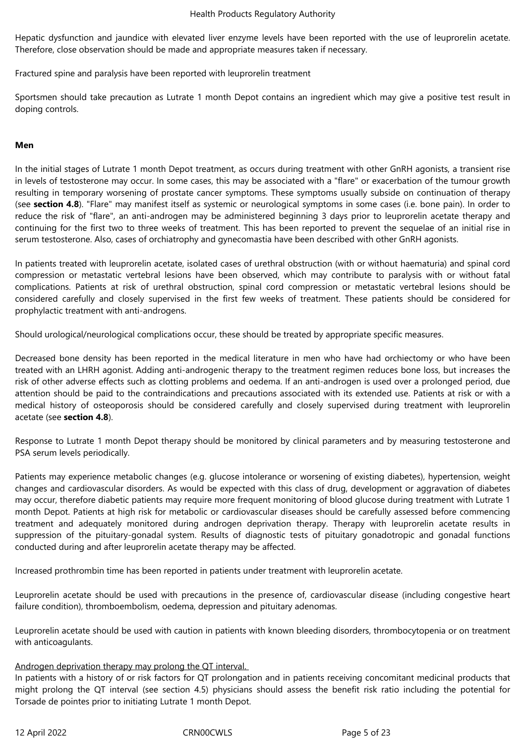Hepatic dysfunction and jaundice with elevated liver enzyme levels have been reported with the use of leuprorelin acetate. Therefore, close observation should be made and appropriate measures taken if necessary.

Fractured spine and paralysis have been reported with leuprorelin treatment

Sportsmen should take precaution as Lutrate 1 month Depot contains an ingredient which may give a positive test result in doping controls.

**Men**

In the initial stages of Lutrate 1 month Depot treatment, as occurs during treatment with other GnRH agonists, a transient rise in levels of testosterone may occur. In some cases, this may be associated with a "flare" or exacerbation of the tumour growth resulting in temporary worsening of prostate cancer symptoms. These symptoms usually subside on continuation of therapy (see **section 4.8**). "Flare" may manifest itself as systemic or neurological symptoms in some cases (i.e. bone pain). In order to reduce the risk of "flare", an anti-androgen may be administered beginning 3 days prior to leuprorelin acetate therapy and continuing for the first two to three weeks of treatment. This has been reported to prevent the sequelae of an initial rise in serum testosterone. Also, cases of orchiatrophy and gynecomastia have been described with other GnRH agonists.

In patients treated with leuprorelin acetate, isolated cases of urethral obstruction (with or without haematuria) and spinal cord compression or metastatic vertebral lesions have been observed, which may contribute to paralysis with or without fatal complications. Patients at risk of urethral obstruction, spinal cord compression or metastatic vertebral lesions should be considered carefully and closely supervised in the first few weeks of treatment. These patients should be considered for prophylactic treatment with anti-androgens.

Should urological/neurological complications occur, these should be treated by appropriate specific measures.

Decreased bone density has been reported in the medical literature in men who have had orchiectomy or who have been treated with an LHRH agonist. Adding anti-androgenic therapy to the treatment regimen reduces bone loss, but increases the risk of other adverse effects such as clotting problems and oedema. If an anti-androgen is used over a prolonged period, due attention should be paid to the contraindications and precautions associated with its extended use. Patients at risk or with a medical history of osteoporosis should be considered carefully and closely supervised during treatment with leuprorelin acetate (see **section 4.8**).

Response to Lutrate 1 month Depot therapy should be monitored by clinical parameters and by measuring testosterone and PSA serum levels periodically.

Patients may experience metabolic changes (e.g. glucose intolerance or worsening of existing diabetes), hypertension, weight changes and cardiovascular disorders. As would be expected with this class of drug, development or aggravation of diabetes may occur, therefore diabetic patients may require more frequent monitoring of blood glucose during treatment with Lutrate 1 month Depot. Patients at high risk for metabolic or cardiovascular diseases should be carefully assessed before commencing treatment and adequately monitored during androgen deprivation therapy. Therapy with leuprorelin acetate results in suppression of the pituitary-gonadal system. Results of diagnostic tests of pituitary gonadotropic and gonadal functions conducted during and after leuprorelin acetate therapy may be affected.

Increased prothrombin time has been reported in patients under treatment with leuprorelin acetate.

Leuprorelin acetate should be used with precautions in the presence of, cardiovascular disease (including congestive heart failure condition), thromboembolism, oedema, depression and pituitary adenomas.

Leuprorelin acetate should be used with caution in patients with known bleeding disorders, thrombocytopenia or on treatment with anticoagulants.

<u>Androgen deprivation therapy may prolong the QT interval.</u>
In patients with a history of or risk factors for QT prolongation and in patients receiving concomitant medicinal products that might prolong the QT interval (see section 4.5) physicians should assess the benefit risk ratio including the potential for Torsade de pointes prior to initiating Lutrate 1 month Depot.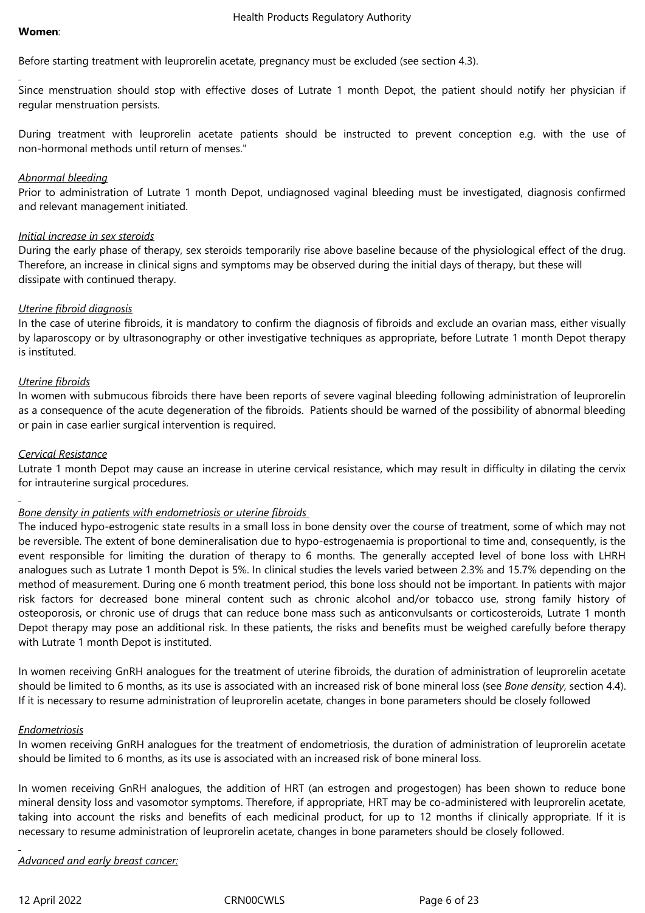**Women**:

Before starting treatment with leuprorelin acetate, pregnancy must be excluded (see section 4.3).

Since menstruation should stop with effective doses of Lutrate 1 month Depot, the patient should notify her physician if regular menstruation persists.

During treatment with leuprorelin acetate patients should be instructed to prevent conception e.g. with the use of non-hormonal methods until return of menses."

*Abnormal bleeding*

Prior to administration of Lutrate 1 month Depot, undiagnosed vaginal bleeding must be investigated, diagnosis confirmed and relevant management initiated.

*Initial increase in sex steroids*

During the early phase of therapy, sex steroids temporarily rise above baseline because of the physiological effect of the drug. Therefore, an increase in clinical signs and symptoms may be observed during the initial days of therapy, but these will dissipate with continued therapy.

*Uterine fibroid diagnosis*

In the case of uterine fibroids, it is mandatory to confirm the diagnosis of fibroids and exclude an ovarian mass, either visually by laparoscopy or by ultrasonography or other investigative techniques as appropriate, before Lutrate 1 month Depot therapy is instituted.

*Uterine fibroids*

In women with submucous fibroids there have been reports of severe vaginal bleeding following administration of leuprorelin as a consequence of the acute degeneration of the fibroids. Patients should be warned of the possibility of abnormal bleeding or pain in case earlier surgical intervention is required.

*Cervical Resistance*

Lutrate 1 month Depot may cause an increase in uterine cervical resistance, which may result in difficulty in dilating the cervix for intrauterine surgical procedures.

*Bone density in patients with endometriosis or uterine fibroids*

The induced hypo-estrogenic state results in a small loss in bone density over the course of treatment, some of which may not be reversible. The extent of bone demineralisation due to hypo-estrogenaemia is proportional to time and, consequently, is the event responsible for limiting the duration of therapy to 6 months. The generally accepted level of bone loss with LHRH analogues such as Lutrate 1 month Depot is 5%. In clinical studies the levels varied between 2.3% and 15.7% depending on the method of measurement. During one 6 month treatment period, this bone loss should not be important. In patients with major risk factors for decreased bone mineral content such as chronic alcohol and/or tobacco use, strong family history of osteoporosis, or chronic use of drugs that can reduce bone mass such as anticonvulsants or corticosteroids, Lutrate 1 month Depot therapy may pose an additional risk. In these patients, the risks and benefits must be weighed carefully before therapy with Lutrate 1 month Depot is instituted.

In women receiving GnRH analogues for the treatment of uterine fibroids, the duration of administration of leuprorelin acetate should be limited to 6 months, as its use is associated with an increased risk of bone mineral loss (see *Bone density*, section 4.4). If it is necessary to resume administration of leuprorelin acetate, changes in bone parameters should be closely followed

*Endometriosis*

In women receiving GnRH analogues for the treatment of endometriosis, the duration of administration of leuprorelin acetate should be limited to 6 months, as its use is associated with an increased risk of bone mineral loss.

In women receiving GnRH analogues, the addition of HRT (an estrogen and progestogen) has been shown to reduce bone mineral density loss and vasomotor symptoms. Therefore, if appropriate, HRT may be co-administered with leuprorelin acetate, taking into account the risks and benefits of each medicinal product, for up to 12 months if clinically appropriate. If it is necessary to resume administration of leuprorelin acetate, changes in bone parameters should be closely followed.

*Advanced and early breast cancer:*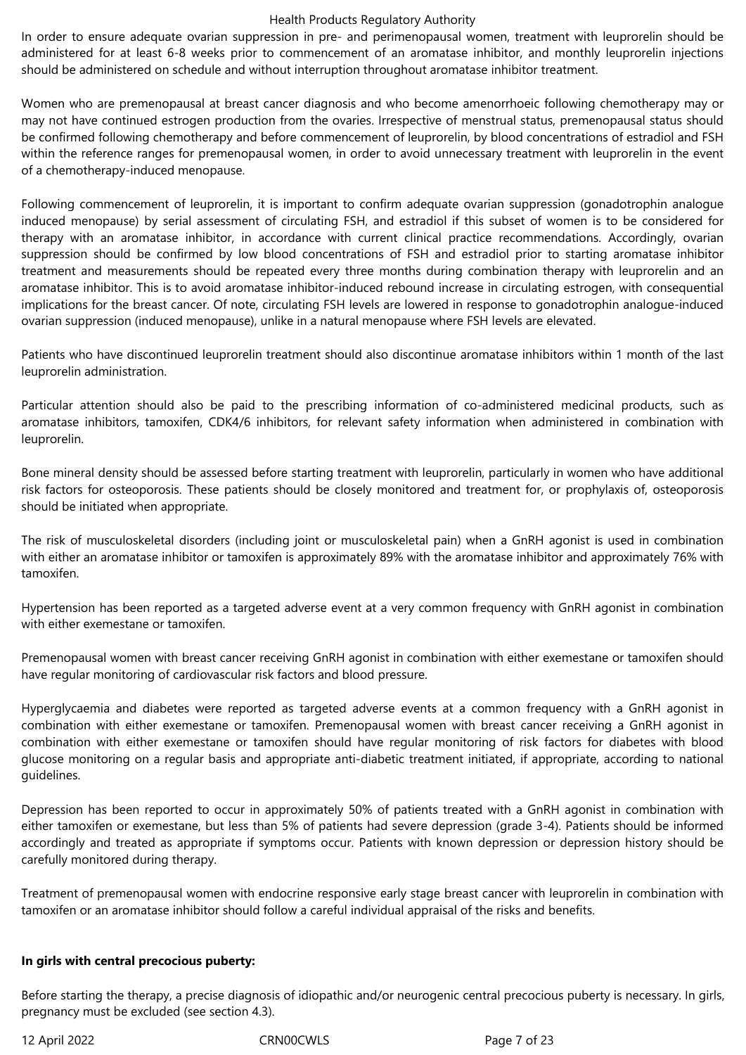In order to ensure adequate ovarian suppression in pre- and perimenopausal women, treatment with leuprorelin should be administered for at least 6-8 weeks prior to commencement of an aromatase inhibitor, and monthly leuprorelin injections should be administered on schedule and without interruption throughout aromatase inhibitor treatment.

Women who are premenopausal at breast cancer diagnosis and who become amenorrhoeic following chemotherapy may or may not have continued estrogen production from the ovaries. Irrespective of menstrual status, premenopausal status should be confirmed following chemotherapy and before commencement of leuprorelin, by blood concentrations of estradiol and FSH within the reference ranges for premenopausal women, in order to avoid unnecessary treatment with leuprorelin in the event of a chemotherapy-induced menopause.

Following commencement of leuprorelin, it is important to confirm adequate ovarian suppression (gonadotrophin analogue induced menopause) by serial assessment of circulating FSH, and estradiol if this subset of women is to be considered for therapy with an aromatase inhibitor, in accordance with current clinical practice recommendations. Accordingly, ovarian suppression should be confirmed by low blood concentrations of FSH and estradiol prior to starting aromatase inhibitor treatment and measurements should be repeated every three months during combination therapy with leuprorelin and an aromatase inhibitor. This is to avoid aromatase inhibitor-induced rebound increase in circulating estrogen, with consequential implications for the breast cancer. Of note, circulating FSH levels are lowered in response to gonadotrophin analogue-induced ovarian suppression (induced menopause), unlike in a natural menopause where FSH levels are elevated.

Patients who have discontinued leuprorelin treatment should also discontinue aromatase inhibitors within 1 month of the last leuprorelin administration.

Particular attention should also be paid to the prescribing information of co-administered medicinal products, such as aromatase inhibitors, tamoxifen, CDK4/6 inhibitors, for relevant safety information when administered in combination with leuprorelin.

Bone mineral density should be assessed before starting treatment with leuprorelin, particularly in women who have additional risk factors for osteoporosis. These patients should be closely monitored and treatment for, or prophylaxis of, osteoporosis should be initiated when appropriate.

The risk of musculoskeletal disorders (including joint or musculoskeletal pain) when a GnRH agonist is used in combination with either an aromatase inhibitor or tamoxifen is approximately 89% with the aromatase inhibitor and approximately 76% with tamoxifen.

Hypertension has been reported as a targeted adverse event at a very common frequency with GnRH agonist in combination with either exemestane or tamoxifen.

Premenopausal women with breast cancer receiving GnRH agonist in combination with either exemestane or tamoxifen should have regular monitoring of cardiovascular risk factors and blood pressure.

Hyperglycaemia and diabetes were reported as targeted adverse events at a common frequency with a GnRH agonist in combination with either exemestane or tamoxifen. Premenopausal women with breast cancer receiving a GnRH agonist in combination with either exemestane or tamoxifen should have regular monitoring of risk factors for diabetes with blood glucose monitoring on a regular basis and appropriate anti-diabetic treatment initiated, if appropriate, according to national guidelines.

Depression has been reported to occur in approximately 50% of patients treated with a GnRH agonist in combination with either tamoxifen or exemestane, but less than 5% of patients had severe depression (grade 3-4). Patients should be informed accordingly and treated as appropriate if symptoms occur. Patients with known depression or depression history should be carefully monitored during therapy.

Treatment of premenopausal women with endocrine responsive early stage breast cancer with leuprorelin in combination with tamoxifen or an aromatase inhibitor should follow a careful individual appraisal of the risks and benefits.

**In girls with central precocious puberty:**

Before starting the therapy, a precise diagnosis of idiopathic and/or neurogenic central precocious puberty is necessary. In girls, pregnancy must be excluded (see section 4.3).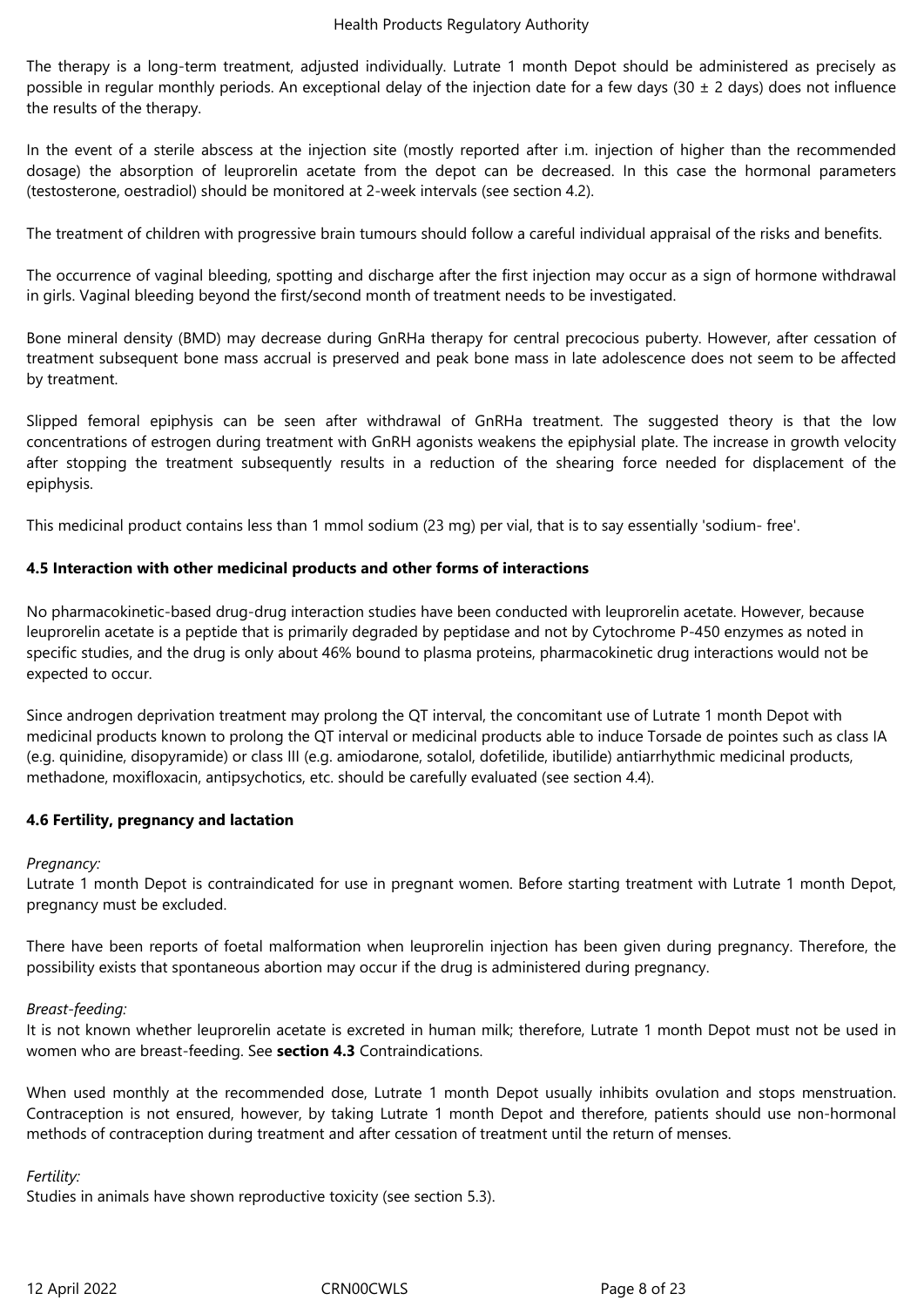The therapy is a long-term treatment, adjusted individually. Lutrate 1 month Depot should be administered as precisely as possible in regular monthly periods. An exceptional delay of the injection date for a few days (30 ± 2 days) does not influence the results of the therapy.

In the event of a sterile abscess at the injection site (mostly reported after i.m. injection of higher than the recommended dosage) the absorption of leuprorelin acetate from the depot can be decreased. In this case the hormonal parameters (testosterone, oestradiol) should be monitored at 2-week intervals (see section 4.2).

The treatment of children with progressive brain tumours should follow a careful individual appraisal of the risks and benefits.

The occurrence of vaginal bleeding, spotting and discharge after the first injection may occur as a sign of hormone withdrawal in girls. Vaginal bleeding beyond the first/second month of treatment needs to be investigated.

Bone mineral density (BMD) may decrease during GnRHa therapy for central precocious puberty. However, after cessation of treatment subsequent bone mass accrual is preserved and peak bone mass in late adolescence does not seem to be affected by treatment.

Slipped femoral epiphysis can be seen after withdrawal of GnRHa treatment. The suggested theory is that the low concentrations of estrogen during treatment with GnRH agonists weakens the epiphysial plate. The increase in growth velocity after stopping the treatment subsequently results in a reduction of the shearing force needed for displacement of the epiphysis.

This medicinal product contains less than 1 mmol sodium (23 mg) per vial, that is to say essentially 'sodium- free'.

### 4.5 Interaction with other medicinal products and other forms of interactions

No pharmacokinetic-based drug-drug interaction studies have been conducted with leuprorelin acetate. However, because leuprorelin acetate is a peptide that is primarily degraded by peptidase and not by Cytochrome P-450 enzymes as noted in specific studies, and the drug is only about 46% bound to plasma proteins, pharmacokinetic drug interactions would not be expected to occur.

Since androgen deprivation treatment may prolong the QT interval, the concomitant use of Lutrate 1 month Depot with medicinal products known to prolong the QT interval or medicinal products able to induce Torsade de pointes such as class IA (e.g. quinidine, disopyramide) or class III (e.g. amiodarone, sotalol, dofetilide, ibutilide) antiarrhythmic medicinal products, methadone, moxifloxacin, antipsychotics, etc. should be carefully evaluated (see section 4.4).

### 4.6 Fertility, pregnancy and lactation

*Pregnancy:*
Lutrate 1 month Depot is contraindicated for use in pregnant women. Before starting treatment with Lutrate 1 month Depot, pregnancy must be excluded.

There have been reports of foetal malformation when leuprorelin injection has been given during pregnancy. Therefore, the possibility exists that spontaneous abortion may occur if the drug is administered during pregnancy.

*Breast-feeding:*
It is not known whether leuprorelin acetate is excreted in human milk; therefore, Lutrate 1 month Depot must not be used in women who are breast-feeding. See **section 4.3** Contraindications.

When used monthly at the recommended dose, Lutrate 1 month Depot usually inhibits ovulation and stops menstruation. Contraception is not ensured, however, by taking Lutrate 1 month Depot and therefore, patients should use non-hormonal methods of contraception during treatment and after cessation of treatment until the return of menses.

*Fertility:*
Studies in animals have shown reproductive toxicity (see section 5.3).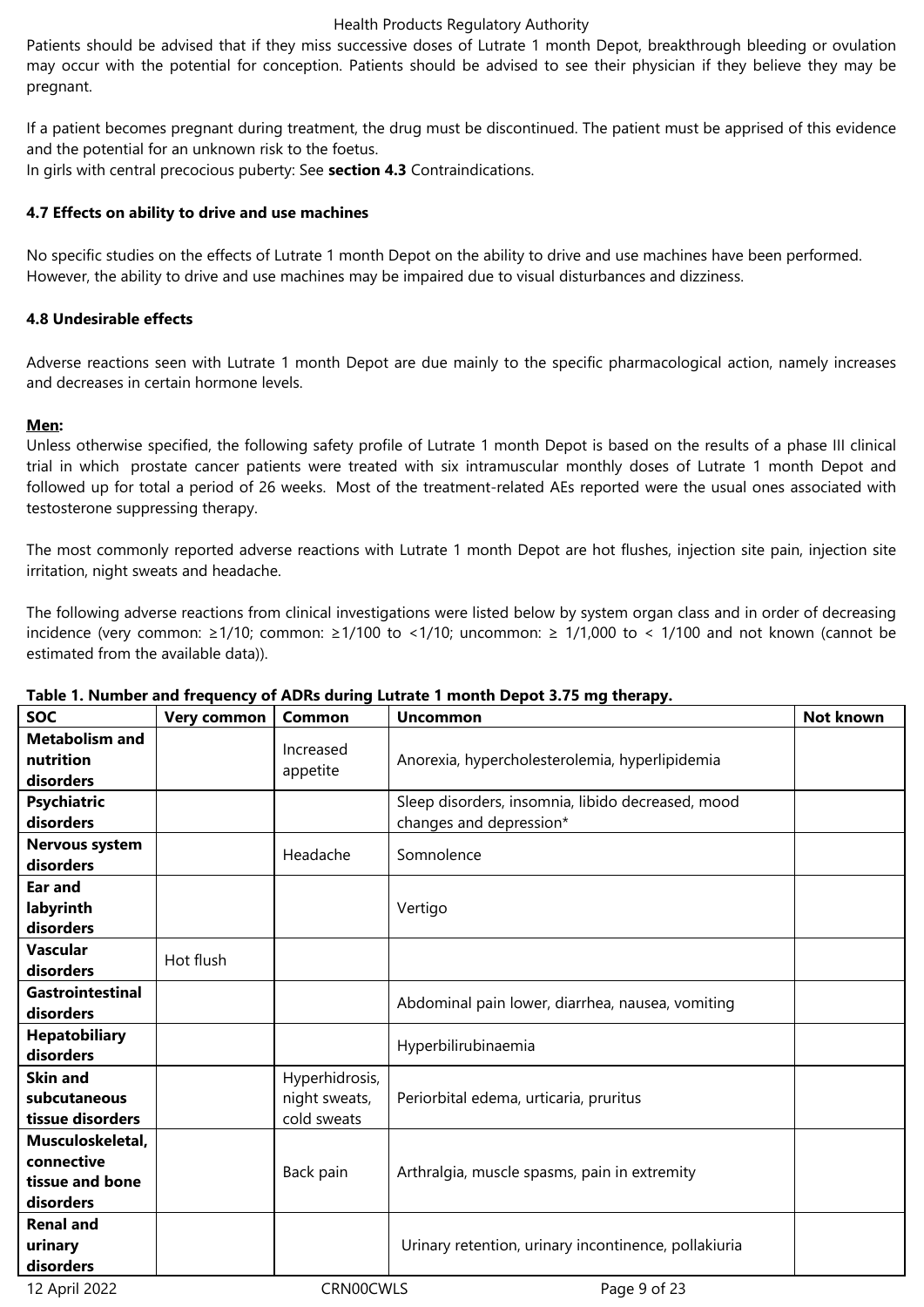Patients should be advised that if they miss successive doses of Lutrate 1 month Depot, breakthrough bleeding or ovulation may occur with the potential for conception. Patients should be advised to see their physician if they believe they may be pregnant.

If a patient becomes pregnant during treatment, the drug must be discontinued. The patient must be apprised of this evidence and the potential for an unknown risk to the foetus.
In girls with central precocious puberty: See **section 4.3** Contraindications.

**4.7 Effects on ability to drive and use machines**

No specific studies on the effects of Lutrate 1 month Depot on the ability to drive and use machines have been performed. However, the ability to drive and use machines may be impaired due to visual disturbances and dizziness.

**4.8 Undesirable effects**

Adverse reactions seen with Lutrate 1 month Depot are due mainly to the specific pharmacological action, namely increases and decreases in certain hormone levels.

**Men:**
Unless otherwise specified, the following safety profile of Lutrate 1 month Depot is based on the results of a phase III clinical trial in which prostate cancer patients were treated with six intramuscular monthly doses of Lutrate 1 month Depot and followed up for total a period of 26 weeks. Most of the treatment-related AEs reported were the usual ones associated with testosterone suppressing therapy.

The most commonly reported adverse reactions with Lutrate 1 month Depot are hot flushes, injection site pain, injection site irritation, night sweats and headache.

The following adverse reactions from clinical investigations were listed below by system organ class and in order of decreasing incidence (very common: ≥1/10; common: ≥1/100 to <1/10; uncommon: ≥ 1/1,000 to < 1/100 and not known (cannot be estimated from the available data)).

**Table 1. Number and frequency of ADRs during Lutrate 1 month Depot 3.75 mg therapy.**

| SOC | Very common | Common | Uncommon | Not known |
|---|---|---|---|---|
| **Metabolism and nutrition disorders** | | Increased appetite | Anorexia, hypercholesterolemia, hyperlipidemia | |
| **Psychiatric disorders** | | | Sleep disorders, insomnia, libido decreased, mood changes and depression* | |
| **Nervous system disorders** | | Headache | Somnolence | |
| **Ear and labyrinth disorders** | | | Vertigo | |
| **Vascular disorders** | Hot flush | | | |
| **Gastrointestinal disorders** | | | Abdominal pain lower, diarrhea, nausea, vomiting | |
| **Hepatobiliary disorders** | | | Hyperbilirubinaemia | |
| **Skin and subcutaneous tissue disorders** | | Hyperhidrosis, night sweats, cold sweats | Periorbital edema, urticaria, pruritus | |
| **Musculoskeletal, connective tissue and bone disorders** | | Back pain | Arthralgia, muscle spasms, pain in extremity | |
| **Renal and urinary disorders** | | | Urinary retention, urinary incontinence, pollakiuria | |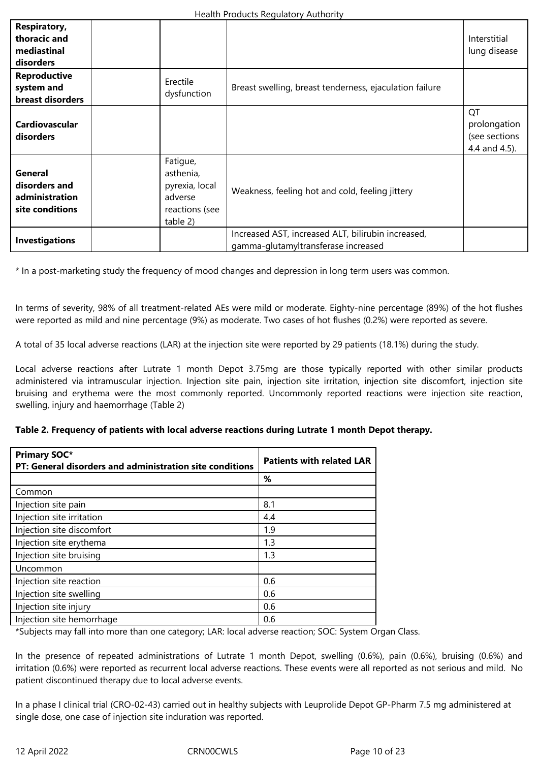| | | | | |
|---|---|---|---|---|
| **Respiratory, thoracic and mediastinal disorders** | | | | Interstitial lung disease |
| **Reproductive system and breast disorders** | | Erectile dysfunction | Breast swelling, breast tenderness, ejaculation failure | |
| **Cardiovascular disorders** | | | | QT prolongation (see sections 4.4 and 4.5). |
| **General disorders and administration site conditions** | | Fatigue, asthenia, pyrexia, local adverse reactions (see table 2) | Weakness, feeling hot and cold, feeling jittery | |
| **Investigations** | | | Increased AST, increased ALT, bilirubin increased, gamma-glutamyltransferase increased | |

* In a post-marketing study the frequency of mood changes and depression in long term users was common.

In terms of severity, 98% of all treatment-related AEs were mild or moderate. Eighty-nine percentage (89%) of the hot flushes were reported as mild and nine percentage (9%) as moderate. Two cases of hot flushes (0.2%) were reported as severe.

A total of 35 local adverse reactions (LAR) at the injection site were reported by 29 patients (18.1%) during the study.

Local adverse reactions after Lutrate 1 month Depot 3.75mg are those typically reported with other similar products administered via intramuscular injection. Injection site pain, injection site irritation, injection site discomfort, injection site bruising and erythema were the most commonly reported. Uncommonly reported reactions were injection site reaction, swelling, injury and haemorrhage (Table 2)

**Table 2. Frequency of patients with local adverse reactions during Lutrate 1 month Depot therapy.**

| **Primary SOC*** **PT: General disorders and administration site conditions** | **Patients with related LAR** |
|---|---|
| | **%** |
| Common | |
| Injection site pain | 8.1 |
| Injection site irritation | 4.4 |
| Injection site discomfort | 1.9 |
| Injection site erythema | 1.3 |
| Injection site bruising | 1.3 |
| Uncommon | |
| Injection site reaction | 0.6 |
| Injection site swelling | 0.6 |
| Injection site injury | 0.6 |
| Injection site hemorrhage | 0.6 |

*Subjects may fall into more than one category; LAR: local adverse reaction; SOC: System Organ Class.

In the presence of repeated administrations of Lutrate 1 month Depot, swelling (0.6%), pain (0.6%), bruising (0.6%) and irritation (0.6%) were reported as recurrent local adverse reactions. These events were all reported as not serious and mild. No patient discontinued therapy due to local adverse events.

In a phase I clinical trial (CRO-02-43) carried out in healthy subjects with Leuprolide Depot GP-Pharm 7.5 mg administered at single dose, one case of injection site induration was reported.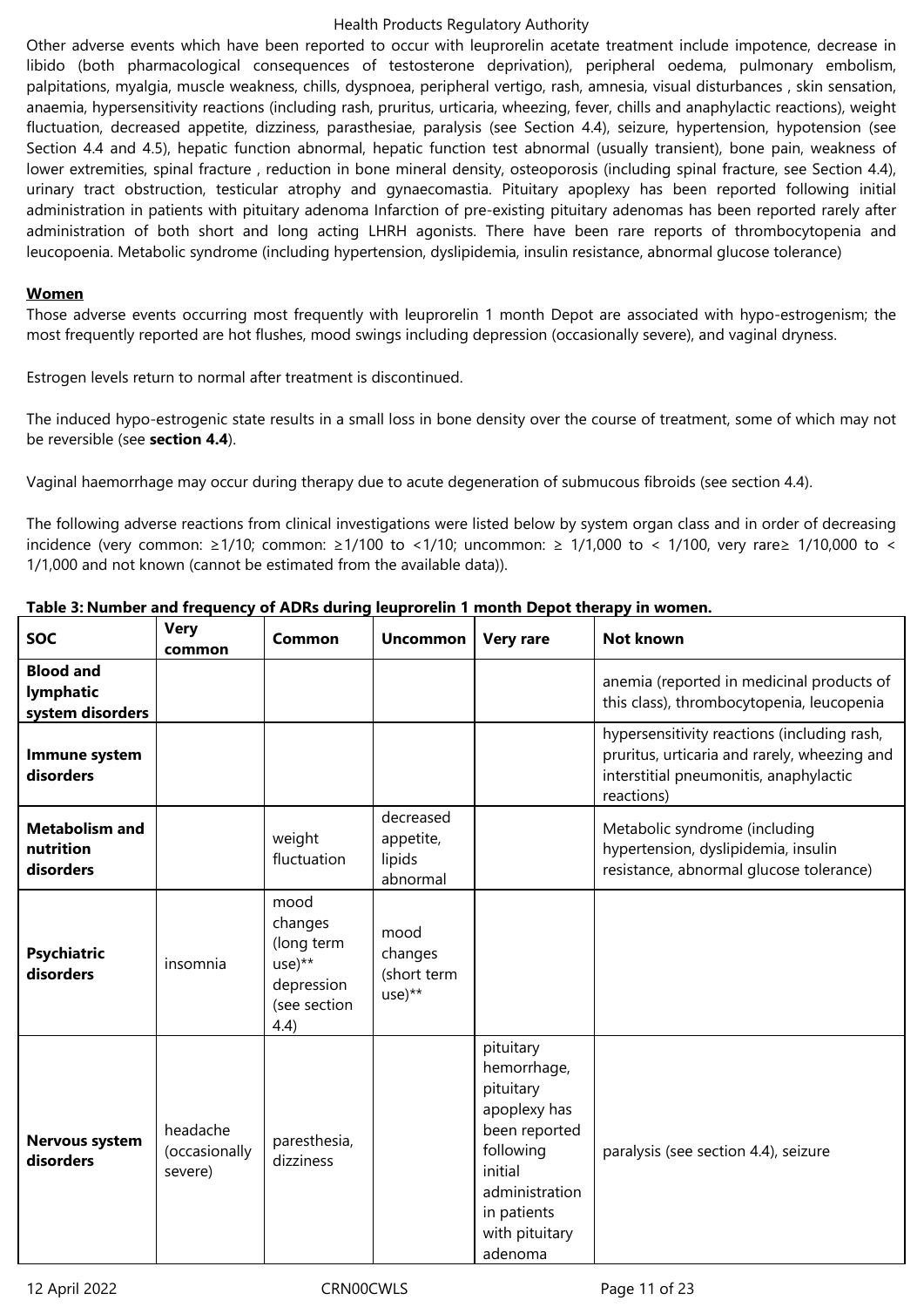Other adverse events which have been reported to occur with leuprorelin acetate treatment include impotence, decrease in libido (both pharmacological consequences of testosterone deprivation), peripheral oedema, pulmonary embolism, palpitations, myalgia, muscle weakness, chills, dyspnoea, peripheral vertigo, rash, amnesia, visual disturbances , skin sensation, anaemia, hypersensitivity reactions (including rash, pruritus, urticaria, wheezing, fever, chills and anaphylactic reactions), weight fluctuation, decreased appetite, dizziness, parasthesiae, paralysis (see Section 4.4), seizure, hypertension, hypotension (see Section 4.4 and 4.5), hepatic function abnormal, hepatic function test abnormal (usually transient), bone pain, weakness of lower extremities, spinal fracture , reduction in bone mineral density, osteoporosis (including spinal fracture, see Section 4.4), urinary tract obstruction, testicular atrophy and gynaecomastia. Pituitary apoplexy has been reported following initial administration in patients with pituitary adenoma Infarction of pre-existing pituitary adenomas has been reported rarely after administration of both short and long acting LHRH agonists. There have been rare reports of thrombocytopenia and leucopoenia. Metabolic syndrome (including hypertension, dyslipidemia, insulin resistance, abnormal glucose tolerance)

**Women**

Those adverse events occurring most frequently with leuprorelin 1 month Depot are associated with hypo-estrogenism; the most frequently reported are hot flushes, mood swings including depression (occasionally severe), and vaginal dryness.

Estrogen levels return to normal after treatment is discontinued.

The induced hypo-estrogenic state results in a small loss in bone density over the course of treatment, some of which may not be reversible (see **section 4.4**).

Vaginal haemorrhage may occur during therapy due to acute degeneration of submucous fibroids (see section 4.4).

The following adverse reactions from clinical investigations were listed below by system organ class and in order of decreasing incidence (very common: ≥1/10; common: ≥1/100 to <1/10; uncommon: ≥ 1/1,000 to < 1/100, very rare≥ 1/10,000 to < 1/1,000 and not known (cannot be estimated from the available data)).

**Table 3: Number and frequency of ADRs during leuprorelin 1 month Depot therapy in women.**

| SOC | Very common | Common | Uncommon | Very rare | Not known |
|---|---|---|---|---|---|
| **Blood and lymphatic system disorders** | | | | | anemia (reported in medicinal products of this class), thrombocytopenia, leucopenia |
| **Immune system disorders** | | | | | hypersensitivity reactions (including rash, pruritus, urticaria and rarely, wheezing and interstitial pneumonitis, anaphylactic reactions) |
| **Metabolism and nutrition disorders** | | weight fluctuation | decreased appetite, lipids abnormal | | Metabolic syndrome (including hypertension, dyslipidemia, insulin resistance, abnormal glucose tolerance) |
| **Psychiatric disorders** | insomnia | mood changes (long term use)** depression (see section 4.4) | mood changes (short term use)** | | |
| **Nervous system disorders** | headache (occasionally severe) | paresthesia, dizziness | | pituitary hemorrhage, pituitary apoplexy has been reported following initial administration in patients with pituitary adenoma | paralysis (see section 4.4), seizure |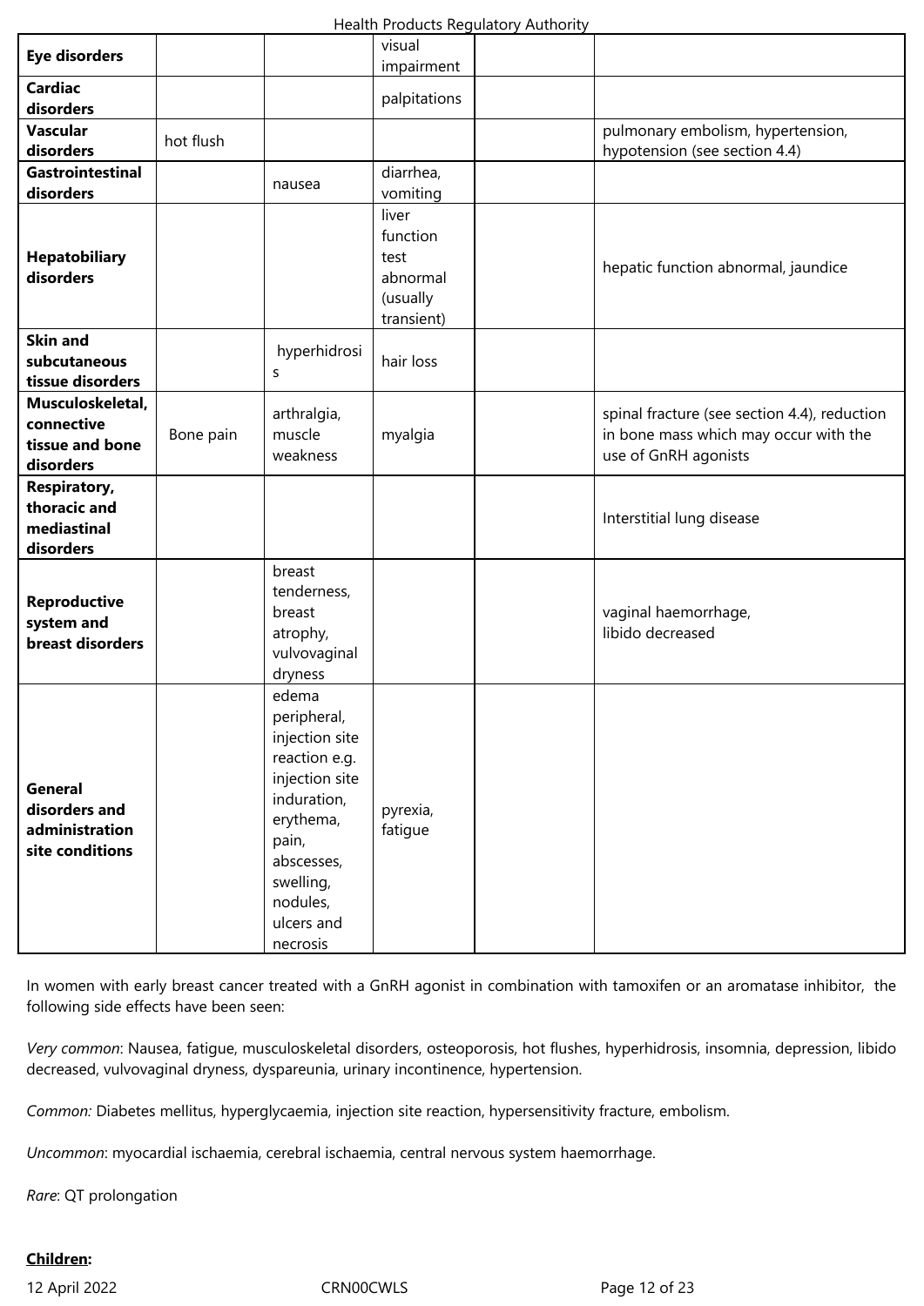| Eye disorders | | | visual impairment | | |
|---|---|---|---|---|---|
| **Cardiac disorders** | | | palpitations | | |
| **Vascular disorders** | hot flush | | | | pulmonary embolism, hypertension, hypotension (see section 4.4) |
| **Gastrointestinal disorders** | | nausea | diarrhea, vomiting | | |
| **Hepatobiliary disorders** | | | liver function test abnormal (usually transient) | | hepatic function abnormal, jaundice |
| **Skin and subcutaneous tissue disorders** | | hyperhidrosis | hair loss | | |
| **Musculoskeletal, connective tissue and bone disorders** | Bone pain | arthralgia, muscle weakness | myalgia | | spinal fracture (see section 4.4), reduction in bone mass which may occur with the use of GnRH agonists |
| **Respiratory, thoracic and mediastinal disorders** | | | | | Interstitial lung disease |
| **Reproductive system and breast disorders** | | breast tenderness, breast atrophy, vulvovaginal dryness | | | vaginal haemorrhage, libido decreased |
| **General disorders and administration site conditions** | | edema peripheral, injection site reaction e.g. injection site induration, erythema, pain, abscesses, swelling, nodules, ulcers and necrosis | pyrexia, fatigue | | |

In women with early breast cancer treated with a GnRH agonist in combination with tamoxifen or an aromatase inhibitor, the following side effects have been seen:

*Very common*: Nausea, fatigue, musculoskeletal disorders, osteoporosis, hot flushes, hyperhidrosis, insomnia, depression, libido decreased, vulvovaginal dryness, dyspareunia, urinary incontinence, hypertension.

*Common:* Diabetes mellitus, hyperglycaemia, injection site reaction, hypersensitivity fracture, embolism.

*Uncommon*: myocardial ischaemia, cerebral ischaemia, central nervous system haemorrhage.

*Rare*: QT prolongation

**Children:**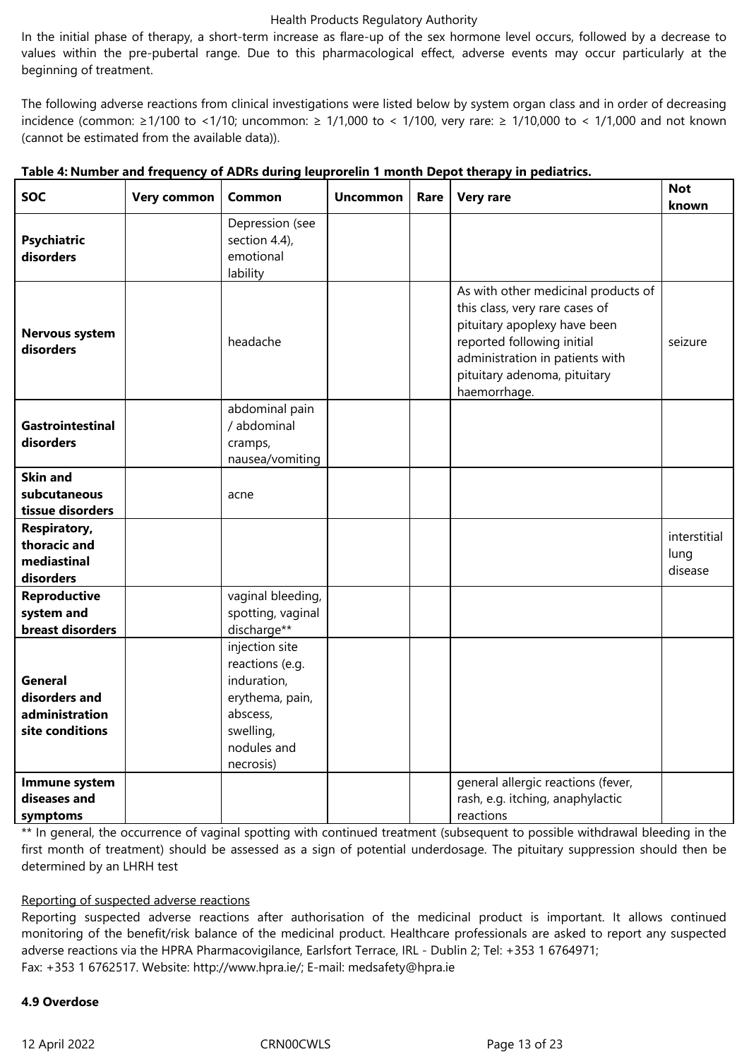In the initial phase of therapy, a short-term increase as flare-up of the sex hormone level occurs, followed by a decrease to values within the pre-pubertal range. Due to this pharmacological effect, adverse events may occur particularly at the beginning of treatment.

The following adverse reactions from clinical investigations were listed below by system organ class and in order of decreasing incidence (common: ≥1/100 to <1/10; uncommon: ≥ 1/1,000 to < 1/100, very rare: ≥ 1/10,000 to < 1/1,000 and not known (cannot be estimated from the available data)).

**Table 4: Number and frequency of ADRs during leuprorelin 1 month Depot therapy in pediatrics.**

| SOC | Very common | Common | Uncommon | Rare | Very rare | Not known |
|---|---|---|---|---|---|---|
| **Psychiatric disorders** | | Depression (see section 4.4), emotional lability | | | | |
| **Nervous system disorders** | | headache | | | As with other medicinal products of this class, very rare cases of pituitary apoplexy have been reported following initial administration in patients with pituitary adenoma, pituitary haemorrhage. | seizure |
| **Gastrointestinal disorders** | | abdominal pain / abdominal cramps, nausea/vomiting | | | | |
| **Skin and subcutaneous tissue disorders** | | acne | | | | |
| **Respiratory, thoracic and mediastinal disorders** | | | | | | interstitial lung disease |
| **Reproductive system and breast disorders** | | vaginal bleeding, spotting, vaginal discharge** | | | | |
| **General disorders and administration site conditions** | | injection site reactions (e.g. induration, erythema, pain, abscess, swelling, nodules and necrosis) | | | | |
| **Immune system diseases and symptoms** | | | | | general allergic reactions (fever, rash, e.g. itching, anaphylactic reactions | |

** In general, the occurrence of vaginal spotting with continued treatment (subsequent to possible withdrawal bleeding in the first month of treatment) should be assessed as a sign of potential underdosage. The pituitary suppression should then be determined by an LHRH test

Reporting of suspected adverse reactions

Reporting suspected adverse reactions after authorisation of the medicinal product is important. It allows continued monitoring of the benefit/risk balance of the medicinal product. Healthcare professionals are asked to report any suspected adverse reactions via the HPRA Pharmacovigilance, Earlsfort Terrace, IRL - Dublin 2; Tel: +353 1 6764971;
Fax: +353 1 6762517. Website: http://www.hpra.ie/; E-mail: medsafety@hpra.ie

**4.9 Overdose**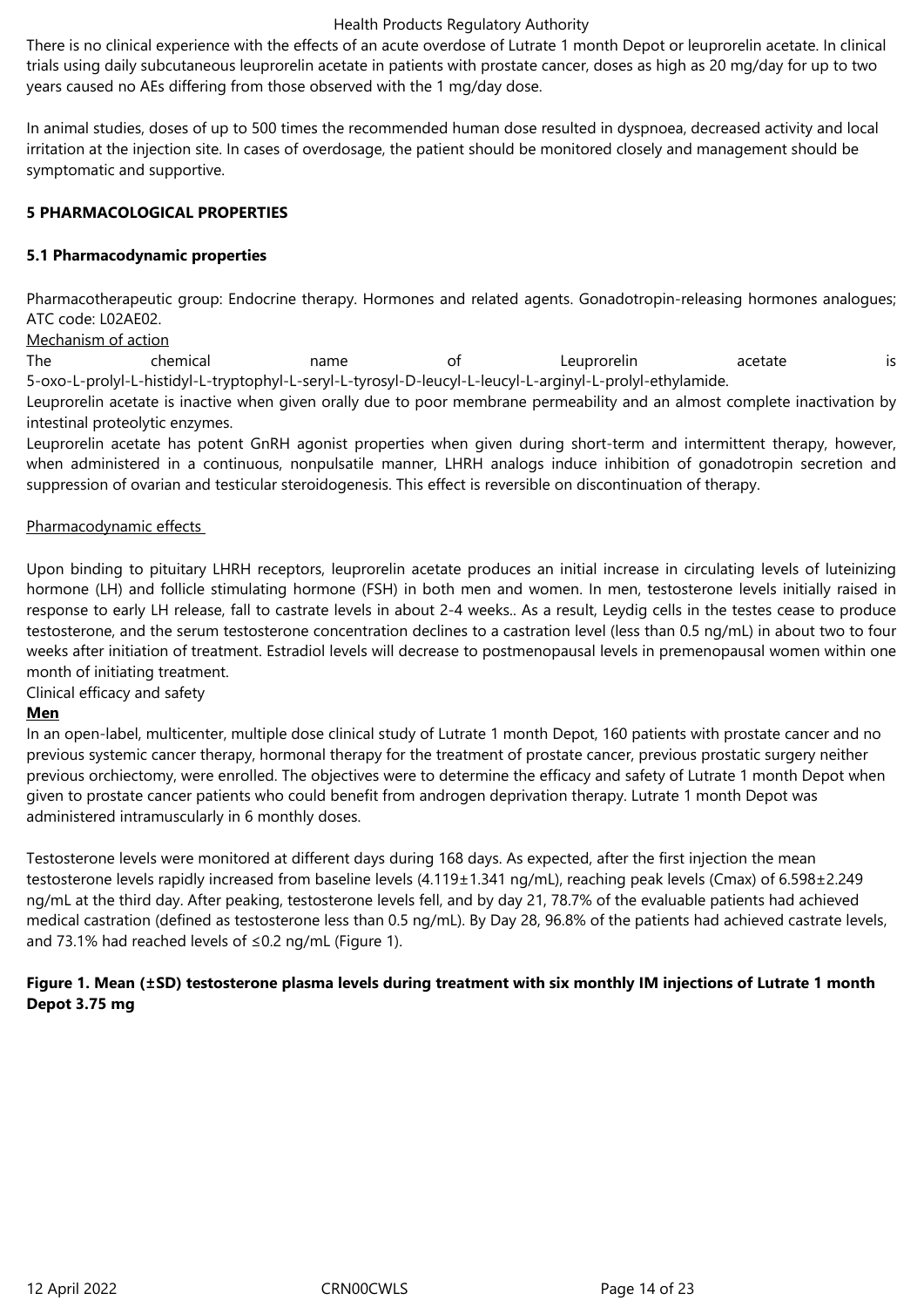There is no clinical experience with the effects of an acute overdose of Lutrate 1 month Depot or leuprorelin acetate. In clinical trials using daily subcutaneous leuprorelin acetate in patients with prostate cancer, doses as high as 20 mg/day for up to two years caused no AEs differing from those observed with the 1 mg/day dose.

In animal studies, doses of up to 500 times the recommended human dose resulted in dyspnoea, decreased activity and local irritation at the injection site. In cases of overdosage, the patient should be monitored closely and management should be symptomatic and supportive.

## 5 PHARMACOLOGICAL PROPERTIES

### 5.1 Pharmacodynamic properties

Pharmacotherapeutic group: Endocrine therapy. Hormones and related agents. Gonadotropin-releasing hormones analogues; ATC code: L02AE02.

Mechanism of action

The chemical name of Leuprorelin acetate is 5-oxo-L-prolyl-L-histidyl-L-tryptophyl-L-seryl-L-tyrosyl-D-leucyl-L-leucyl-L-arginyl-L-prolyl-ethylamide.

Leuprorelin acetate is inactive when given orally due to poor membrane permeability and an almost complete inactivation by intestinal proteolytic enzymes.

Leuprorelin acetate has potent GnRH agonist properties when given during short-term and intermittent therapy, however, when administered in a continuous, nonpulsatile manner, LHRH analogs induce inhibition of gonadotropin secretion and suppression of ovarian and testicular steroidogenesis. This effect is reversible on discontinuation of therapy.

Pharmacodynamic effects

Upon binding to pituitary LHRH receptors, leuprorelin acetate produces an initial increase in circulating levels of luteinizing hormone (LH) and follicle stimulating hormone (FSH) in both men and women. In men, testosterone levels initially raised in response to early LH release, fall to castrate levels in about 2-4 weeks.. As a result, Leydig cells in the testes cease to produce testosterone, and the serum testosterone concentration declines to a castration level (less than 0.5 ng/mL) in about two to four weeks after initiation of treatment. Estradiol levels will decrease to postmenopausal levels in premenopausal women within one month of initiating treatment.

Clinical efficacy and safety

**Men**

In an open-label, multicenter, multiple dose clinical study of Lutrate 1 month Depot, 160 patients with prostate cancer and no previous systemic cancer therapy, hormonal therapy for the treatment of prostate cancer, previous prostatic surgery neither previous orchiectomy, were enrolled. The objectives were to determine the efficacy and safety of Lutrate 1 month Depot when given to prostate cancer patients who could benefit from androgen deprivation therapy. Lutrate 1 month Depot was administered intramuscularly in 6 monthly doses.

Testosterone levels were monitored at different days during 168 days. As expected, after the first injection the mean testosterone levels rapidly increased from baseline levels (4.119±1.341 ng/mL), reaching peak levels (Cmax) of 6.598±2.249 ng/mL at the third day. After peaking, testosterone levels fell, and by day 21, 78.7% of the evaluable patients had achieved medical castration (defined as testosterone less than 0.5 ng/mL). By Day 28, 96.8% of the patients had achieved castrate levels, and 73.1% had reached levels of ≤0.2 ng/mL (Figure 1).

**Figure 1. Mean (±SD) testosterone plasma levels during treatment with six monthly IM injections of Lutrate 1 month Depot 3.75 mg**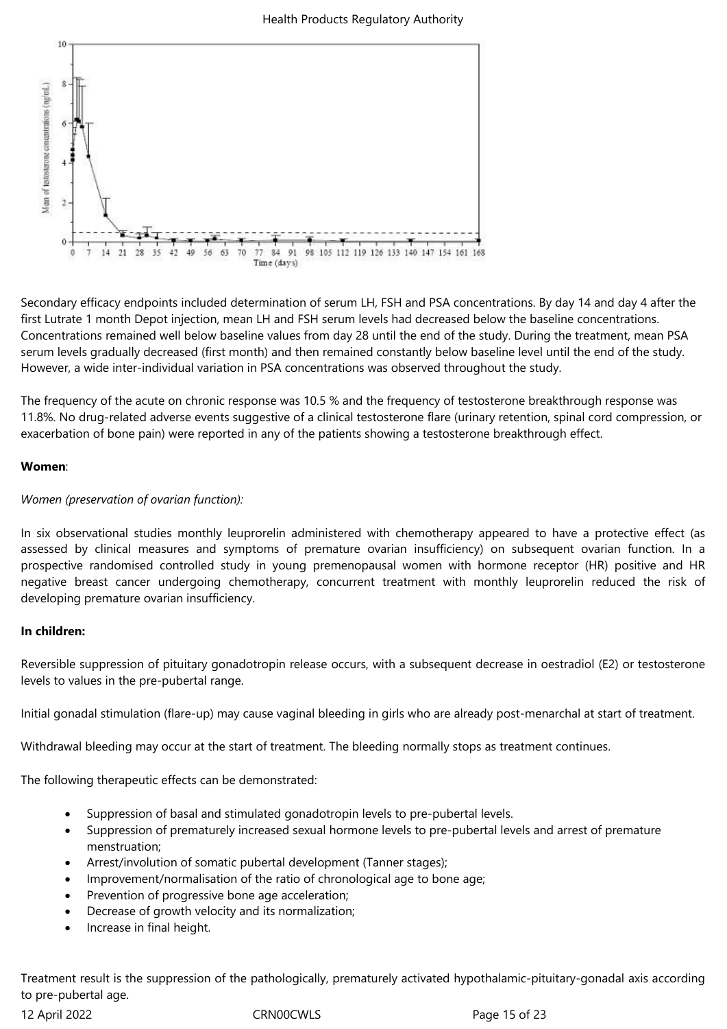Secondary efficacy endpoints included determination of serum LH, FSH and PSA concentrations. By day 14 and day 4 after the first Lutrate 1 month Depot injection, mean LH and FSH serum levels had decreased below the baseline concentrations. Concentrations remained well below baseline values from day 28 until the end of the study. During the treatment, mean PSA serum levels gradually decreased (first month) and then remained constantly below baseline level until the end of the study. However, a wide inter-individual variation in PSA concentrations was observed throughout the study.

The frequency of the acute on chronic response was 10.5 % and the frequency of testosterone breakthrough response was 11.8%. No drug-related adverse events suggestive of a clinical testosterone flare (urinary retention, spinal cord compression, or exacerbation of bone pain) were reported in any of the patients showing a testosterone breakthrough effect.

**Women**:

*Women (preservation of ovarian function):*

In six observational studies monthly leuprorelin administered with chemotherapy appeared to have a protective effect (as assessed by clinical measures and symptoms of premature ovarian insufficiency) on subsequent ovarian function. In a prospective randomised controlled study in young premenopausal women with hormone receptor (HR) positive and HR negative breast cancer undergoing chemotherapy, concurrent treatment with monthly leuprorelin reduced the risk of developing premature ovarian insufficiency.

**In children:**

Reversible suppression of pituitary gonadotropin release occurs, with a subsequent decrease in oestradiol (E2) or testosterone levels to values in the pre-pubertal range.

Initial gonadal stimulation (flare-up) may cause vaginal bleeding in girls who are already post-menarchal at start of treatment.

Withdrawal bleeding may occur at the start of treatment. The bleeding normally stops as treatment continues.

The following therapeutic effects can be demonstrated:

- Suppression of basal and stimulated gonadotropin levels to pre-pubertal levels.
- Suppression of prematurely increased sexual hormone levels to pre-pubertal levels and arrest of premature menstruation;
- Arrest/involution of somatic pubertal development (Tanner stages);
- Improvement/normalisation of the ratio of chronological age to bone age;
- Prevention of progressive bone age acceleration;
- Decrease of growth velocity and its normalization;
- Increase in final height.

Treatment result is the suppression of the pathologically, prematurely activated hypothalamic-pituitary-gonadal axis according to pre-pubertal age.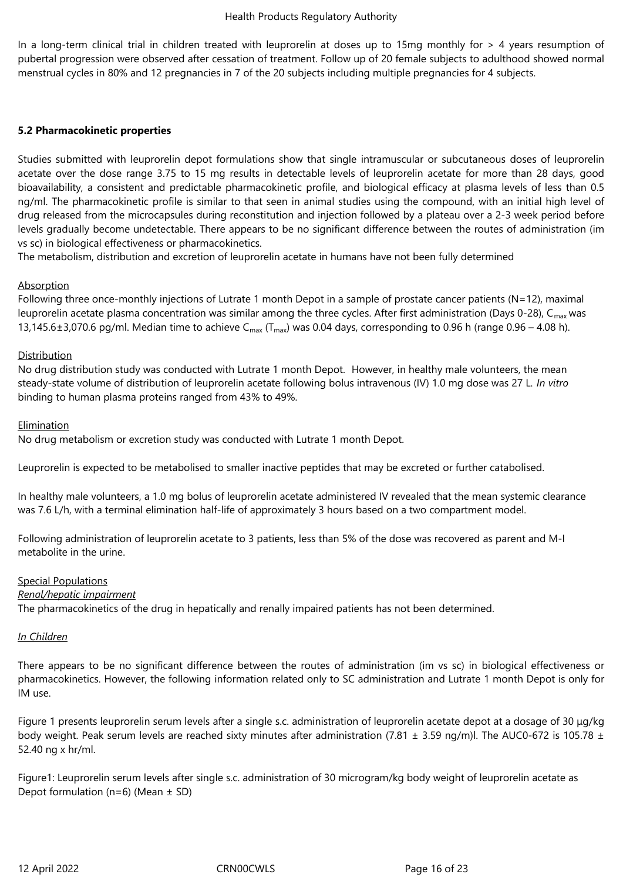In a long-term clinical trial in children treated with leuprorelin at doses up to 15mg monthly for > 4 years resumption of pubertal progression were observed after cessation of treatment. Follow up of 20 female subjects to adulthood showed normal menstrual cycles in 80% and 12 pregnancies in 7 of the 20 subjects including multiple pregnancies for 4 subjects.

**5.2 Pharmacokinetic properties**

Studies submitted with leuprorelin depot formulations show that single intramuscular or subcutaneous doses of leuprorelin acetate over the dose range 3.75 to 15 mg results in detectable levels of leuprorelin acetate for more than 28 days, good bioavailability, a consistent and predictable pharmacokinetic profile, and biological efficacy at plasma levels of less than 0.5 ng/ml. The pharmacokinetic profile is similar to that seen in animal studies using the compound, with an initial high level of drug released from the microcapsules during reconstitution and injection followed by a plateau over a 2-3 week period before levels gradually become undetectable. There appears to be no significant difference between the routes of administration (im vs sc) in biological effectiveness or pharmacokinetics.
The metabolism, distribution and excretion of leuprorelin acetate in humans have not been fully determined

Absorption
Following three once-monthly injections of Lutrate 1 month Depot in a sample of prostate cancer patients (N=12), maximal leuprorelin acetate plasma concentration was similar among the three cycles. After first administration (Days 0-28), $C_{max}$ was 13,145.6±3,070.6 pg/ml. Median time to achieve $C_{max}$ ($T_{max}$) was 0.04 days, corresponding to 0.96 h (range 0.96 – 4.08 h).

Distribution
No drug distribution study was conducted with Lutrate 1 month Depot. However, in healthy male volunteers, the mean steady-state volume of distribution of leuprorelin acetate following bolus intravenous (IV) 1.0 mg dose was 27 L. *In vitro* binding to human plasma proteins ranged from 43% to 49%.

Elimination
No drug metabolism or excretion study was conducted with Lutrate 1 month Depot.

Leuprorelin is expected to be metabolised to smaller inactive peptides that may be excreted or further catabolised.

In healthy male volunteers, a 1.0 mg bolus of leuprorelin acetate administered IV revealed that the mean systemic clearance was 7.6 L/h, with a terminal elimination half-life of approximately 3 hours based on a two compartment model.

Following administration of leuprorelin acetate to 3 patients, less than 5% of the dose was recovered as parent and M-I metabolite in the urine.

Special Populations
*Renal/hepatic impairment*
The pharmacokinetics of the drug in hepatically and renally impaired patients has not been determined.

*In Children*

There appears to be no significant difference between the routes of administration (im vs sc) in biological effectiveness or pharmacokinetics. However, the following information related only to SC administration and Lutrate 1 month Depot is only for IM use.

Figure 1 presents leuprorelin serum levels after a single s.c. administration of leuprorelin acetate depot at a dosage of 30 µg/kg body weight. Peak serum levels are reached sixty minutes after administration (7.81 ± 3.59 ng/m)l. The AUC0-672 is 105.78 ± 52.40 ng x hr/ml.

Figure1: Leuprorelin serum levels after single s.c. administration of 30 microgram/kg body weight of leuprorelin acetate as Depot formulation (n=6) (Mean ± SD)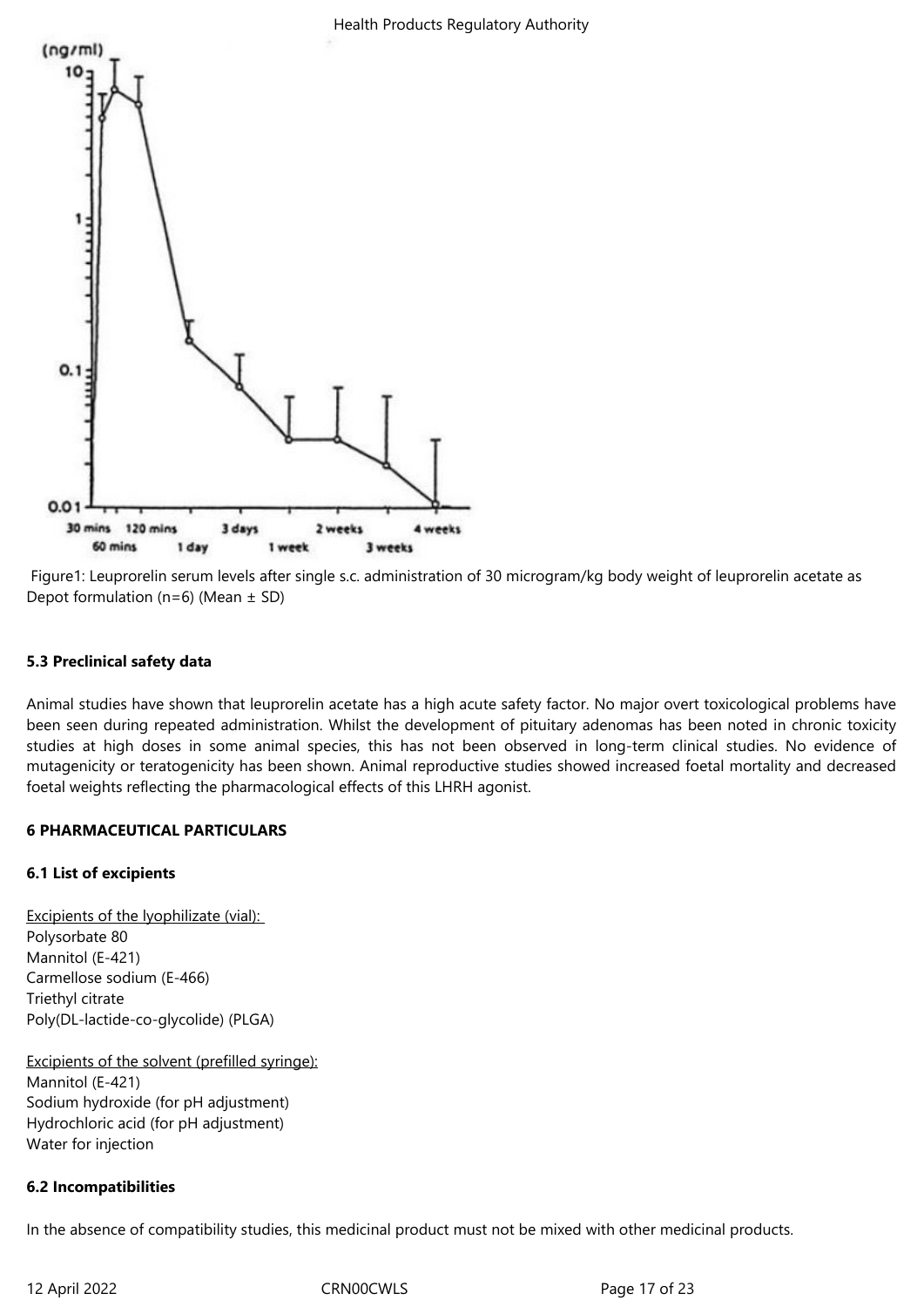Figure1: Leuprorelin serum levels after single s.c. administration of 30 microgram/kg body weight of leuprorelin acetate as Depot formulation (n=6) (Mean ± SD)

**5.3 Preclinical safety data**

Animal studies have shown that leuprorelin acetate has a high acute safety factor. No major overt toxicological problems have been seen during repeated administration. Whilst the development of pituitary adenomas has been noted in chronic toxicity studies at high doses in some animal species, this has not been observed in long-term clinical studies. No evidence of mutagenicity or teratogenicity has been shown. Animal reproductive studies showed increased foetal mortality and decreased foetal weights reflecting the pharmacological effects of this LHRH agonist.

**6 PHARMACEUTICAL PARTICULARS**

**6.1 List of excipients**

Excipients of the lyophilizate (vial):
Polysorbate 80
Mannitol (E-421)
Carmellose sodium (E-466)
Triethyl citrate
Poly(DL-lactide-co-glycolide) (PLGA)

Excipients of the solvent (prefilled syringe):
Mannitol (E-421)
Sodium hydroxide (for pH adjustment)
Hydrochloric acid (for pH adjustment)
Water for injection

**6.2 Incompatibilities**

In the absence of compatibility studies, this medicinal product must not be mixed with other medicinal products.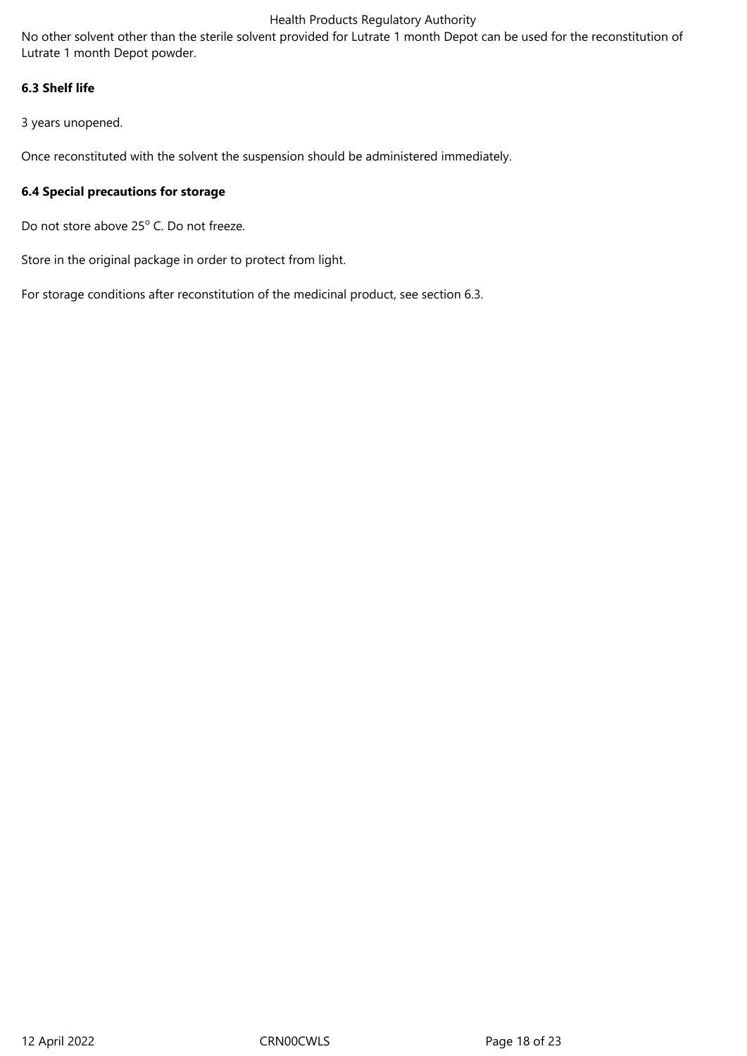No other solvent other than the sterile solvent provided for Lutrate 1 month Depot can be used for the reconstitution of Lutrate 1 month Depot powder.

**6.3 Shelf life**

3 years unopened.

Once reconstituted with the solvent the suspension should be administered immediately.

**6.4 Special precautions for storage**

Do not store above 25° C. Do not freeze.

Store in the original package in order to protect from light.

For storage conditions after reconstitution of the medicinal product, see section 6.3.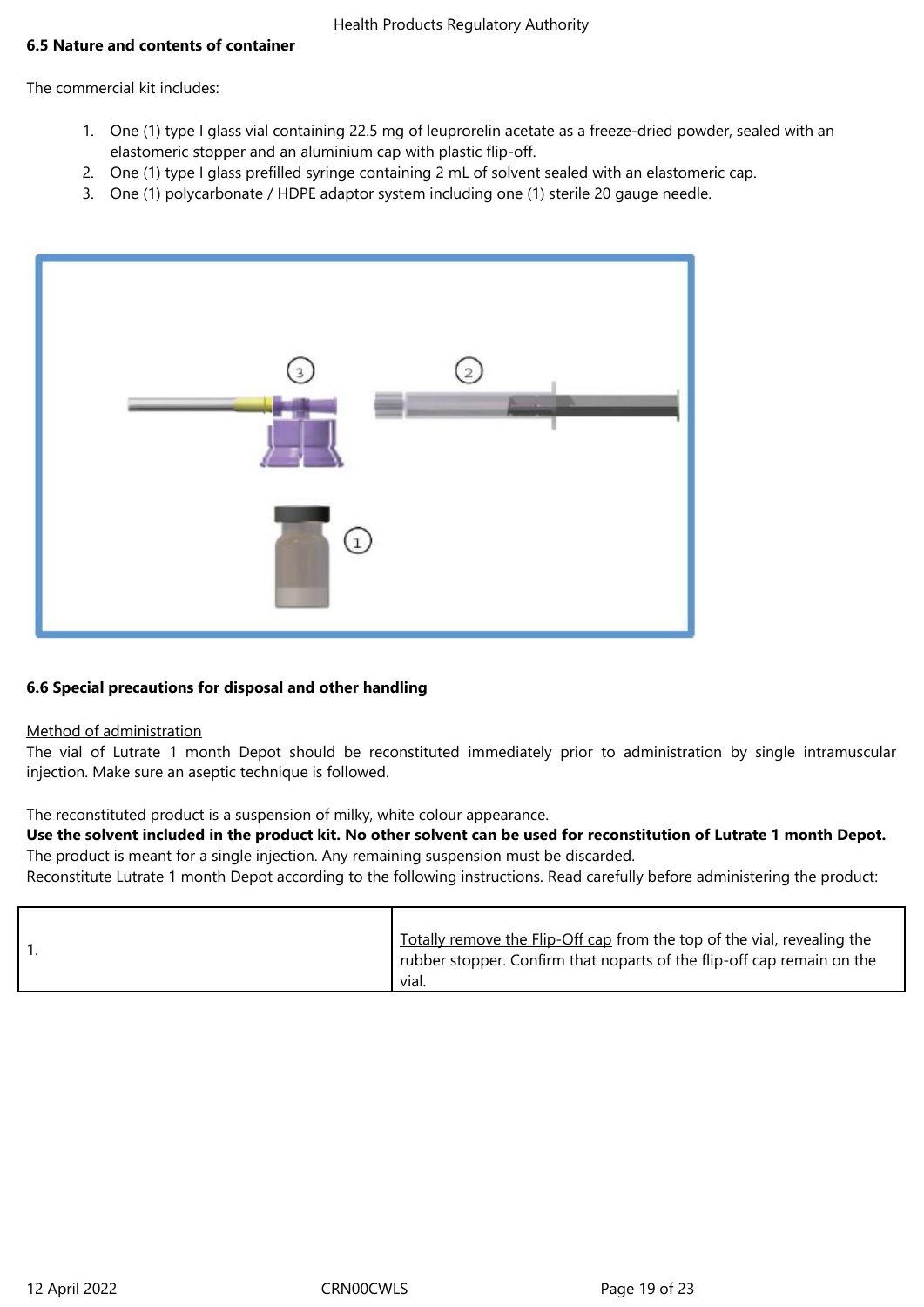**6.5 Nature and contents of container**

The commercial kit includes:

1. One (1) type I glass vial containing 22.5 mg of leuprorelin acetate as a freeze-dried powder, sealed with an elastomeric stopper and an aluminium cap with plastic flip-off.
2. One (1) type I glass prefilled syringe containing 2 mL of solvent sealed with an elastomeric cap.
3. One (1) polycarbonate / HDPE adaptor system including one (1) sterile 20 gauge needle.

**6.6 Special precautions for disposal and other handling**

Method of administration

The vial of Lutrate 1 month Depot should be reconstituted immediately prior to administration by single intramuscular injection. Make sure an aseptic technique is followed.

The reconstituted product is a suspension of milky, white colour appearance.

**Use the solvent included in the product kit. No other solvent can be used for reconstitution of Lutrate 1 month Depot.**

The product is meant for a single injection. Any remaining suspension must be discarded.

Reconstitute Lutrate 1 month Depot according to the following instructions. Read carefully before administering the product:

| | |
|---|---|
| 1. | Totally remove the Flip-Off cap from the top of the vial, revealing the rubber stopper. Confirm that noparts of the flip-off cap remain on the vial. |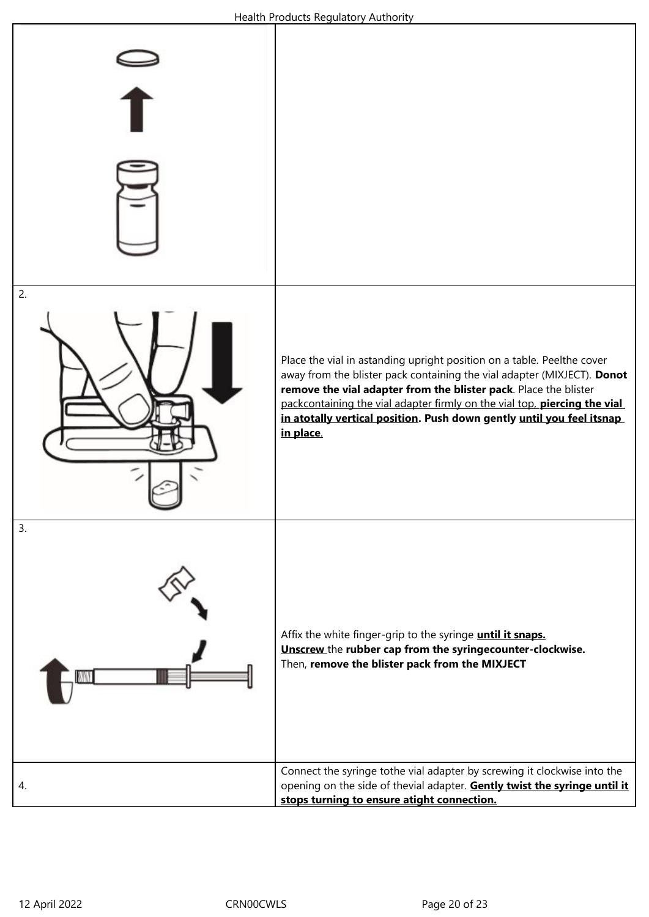|  |  |
|---|---|
|  |  |
| 2. | Place the vial in astanding upright position on a table. Peelthe cover away from the blister pack containing the vial adapter (MIXJECT). **Donot remove the vial adapter from the blister pack**. Place the blister packcontaining the vial adapter firmly on the vial top, **piercing the vial in atotally vertical position. Push down gently until you feel itsnap in place**. |
| 3. | Affix the white finger-grip to the syringe **until it snaps.** **Unscrew** the **rubber cap from the syringecounter-clockwise.** Then, **remove the blister pack from the MIXJECT** |
| 4. | Connect the syringe tothe vial adapter by screwing it clockwise into the opening on the side of thevial adapter. **Gently twist the syringe until it stops turning to ensure atight connection.** |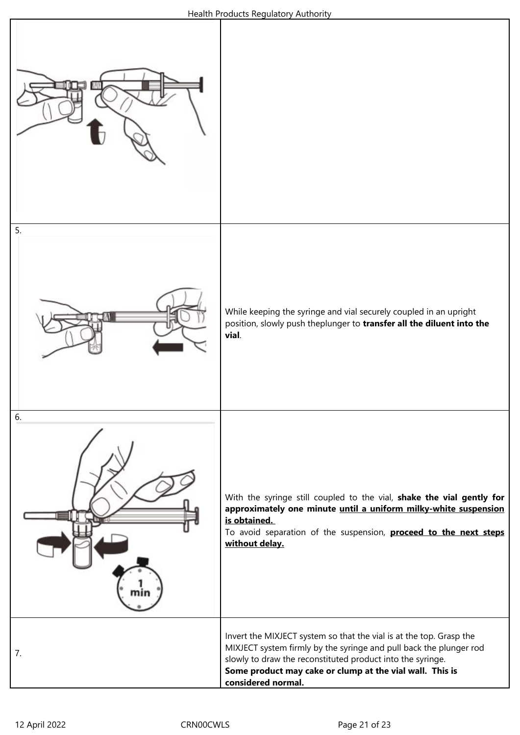| | |
|---|---|
| | |
| 5. | While keeping the syringe and vial securely coupled in an upright position, slowly push theplunger to **transfer all the diluent into the vial**. |
| 6. | With the syringe still coupled to the vial, **shake the vial gently for approximately one minute <u>until a uniform milky-white suspension is obtained.</u>** To avoid separation of the suspension, **<u>proceed to the next steps without delay.</u>** |
| 7. | Invert the MIXJECT system so that the vial is at the top. Grasp the MIXJECT system firmly by the syringe and pull back the plunger rod slowly to draw the reconstituted product into the syringe. **Some product may cake or clump at the vial wall. This is considered normal.** |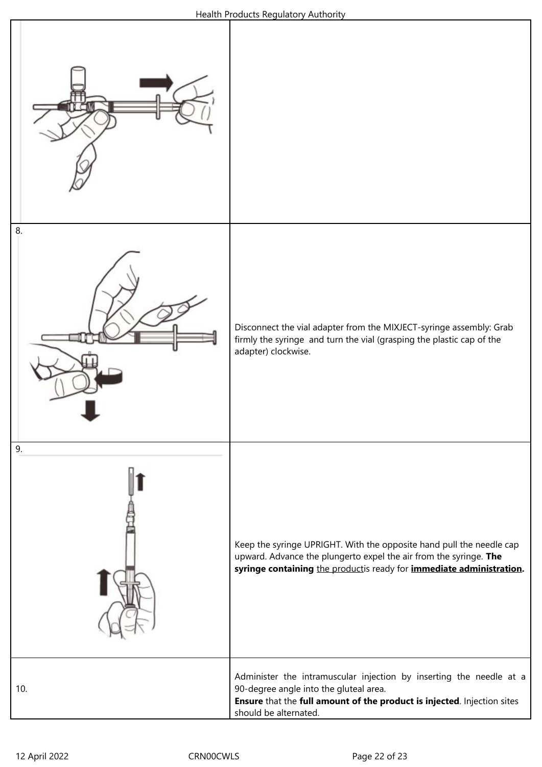| | |
|---|---|
| | |
| 8. | Disconnect the vial adapter from the MIXJECT-syringe assembly: Grab firmly the syringe and turn the vial (grasping the plastic cap of the adapter) clockwise. |
| 9. | Keep the syringe UPRIGHT. With the opposite hand pull the needle cap upward. Advance the plungerto expel the air from the syringe. **The syringe containing** the productis ready for **immediate administration.** |
| 10. | Administer the intramuscular injection by inserting the needle at a 90-degree angle into the gluteal area.<br>**Ensure** that the **full amount of the product is injected**. Injection sites should be alternated. |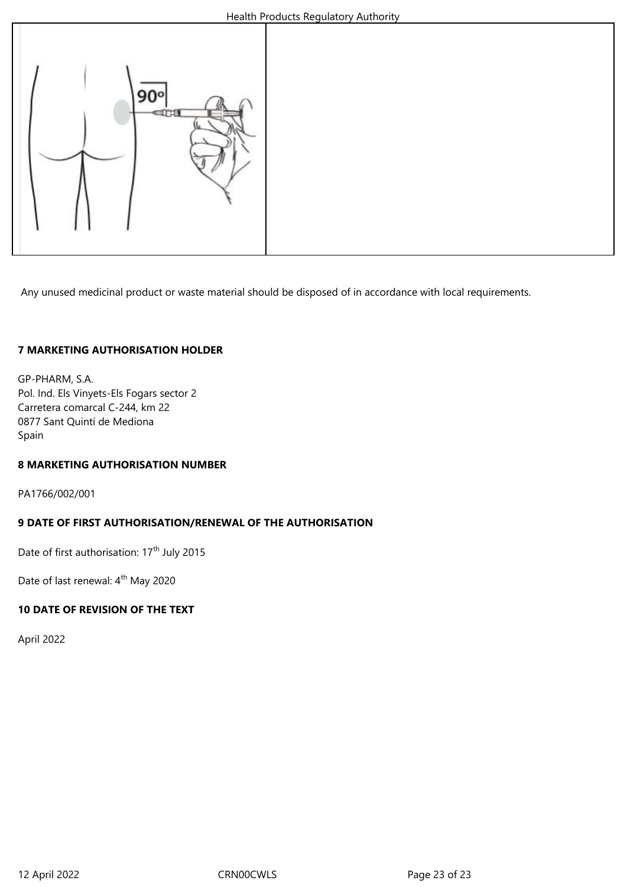90°

Any unused medicinal product or waste material should be disposed of in accordance with local requirements.

**7 MARKETING AUTHORISATION HOLDER**

GP-PHARM, S.A.
Pol. Ind. Els Vinyets-Els Fogars sector 2
Carretera comarcal C-244, km 22
0877 Sant Quintí de Mediona
Spain

**8 MARKETING AUTHORISATION NUMBER**

PA1766/002/001

**9 DATE OF FIRST AUTHORISATION/RENEWAL OF THE AUTHORISATION**

Date of first authorisation: 17th July 2015

Date of last renewal: 4th May 2020

**10 DATE OF REVISION OF THE TEXT**

April 2022